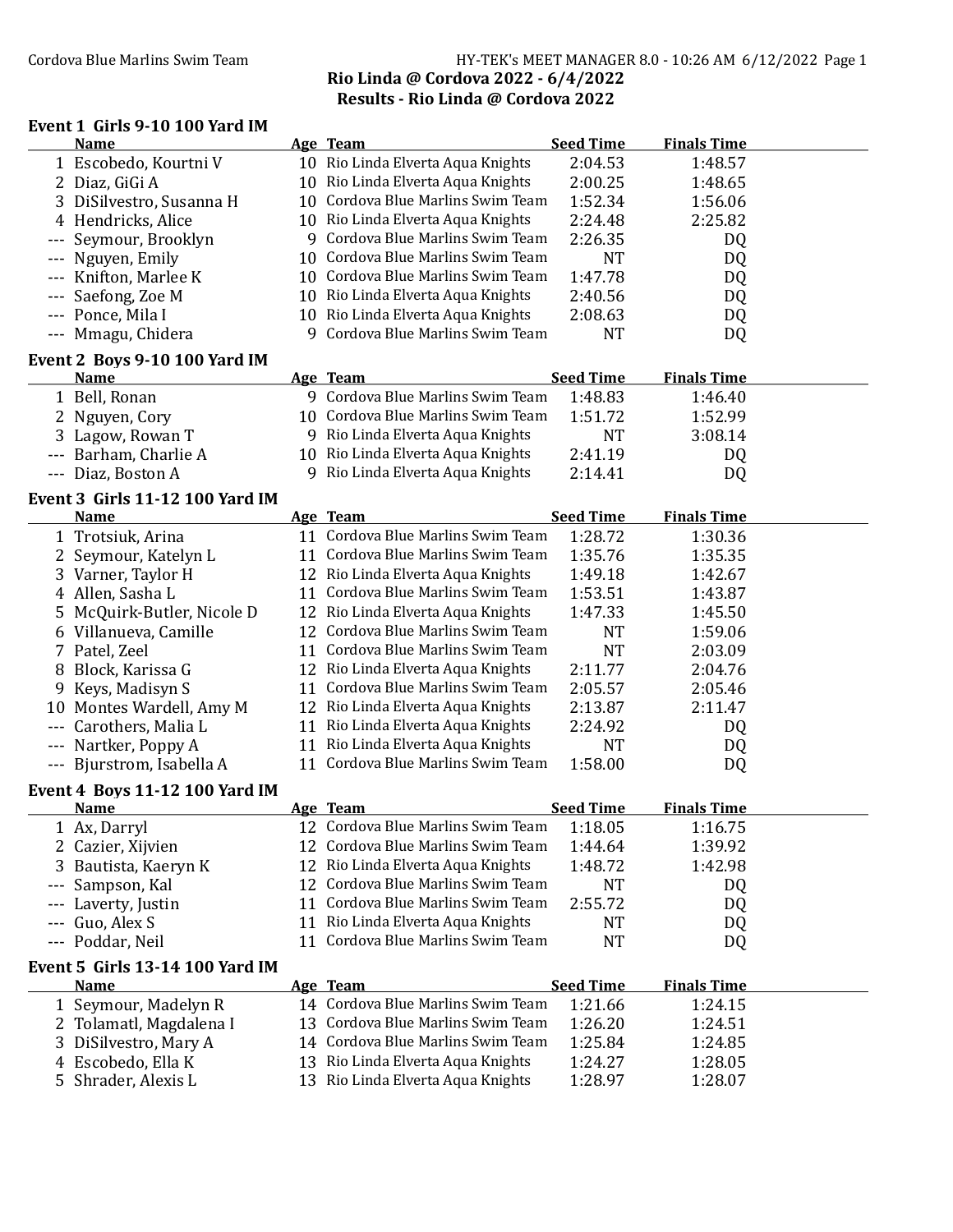## Rio Linda @ Cordova 2022 - 6/4/2022
## Results - Rio Linda @ Cordova 2022

### Event 1 Girls 9-10 100 Yard IM

| | Name | Age | Team | Seed Time | Finals Time |
|---|---|---|---|---|---|
| 1 | Escobedo, Kourtni V | 10 | Rio Linda Elverta Aqua Knights | 2:04.53 | 1:48.57 |
| 2 | Diaz, GiGi A | 10 | Rio Linda Elverta Aqua Knights | 2:00.25 | 1:48.65 |
| 3 | DiSilvestro, Susanna H | 10 | Cordova Blue Marlins Swim Team | 1:52.34 | 1:56.06 |
| 4 | Hendricks, Alice | 10 | Rio Linda Elverta Aqua Knights | 2:24.48 | 2:25.82 |
| --- | Seymour, Brooklyn | 9 | Cordova Blue Marlins Swim Team | 2:26.35 | DQ |
| --- | Nguyen, Emily | 10 | Cordova Blue Marlins Swim Team | NT | DQ |
| --- | Knifton, Marlee K | 10 | Cordova Blue Marlins Swim Team | 1:47.78 | DQ |
| --- | Saefong, Zoe M | 10 | Rio Linda Elverta Aqua Knights | 2:40.56 | DQ |
| --- | Ponce, Mila I | 10 | Rio Linda Elverta Aqua Knights | 2:08.63 | DQ |
| --- | Mmagu, Chidera | 9 | Cordova Blue Marlins Swim Team | NT | DQ |

### Event 2 Boys 9-10 100 Yard IM

| | Name | Age | Team | Seed Time | Finals Time |
|---|---|---|---|---|---|
| 1 | Bell, Ronan | 9 | Cordova Blue Marlins Swim Team | 1:48.83 | 1:46.40 |
| 2 | Nguyen, Cory | 10 | Cordova Blue Marlins Swim Team | 1:51.72 | 1:52.99 |
| 3 | Lagow, Rowan T | 9 | Rio Linda Elverta Aqua Knights | NT | 3:08.14 |
| --- | Barham, Charlie A | 10 | Rio Linda Elverta Aqua Knights | 2:41.19 | DQ |
| --- | Diaz, Boston A | 9 | Rio Linda Elverta Aqua Knights | 2:14.41 | DQ |

### Event 3 Girls 11-12 100 Yard IM

| | Name | Age | Team | Seed Time | Finals Time |
|---|---|---|---|---|---|
| 1 | Trotsiuk, Arina | 11 | Cordova Blue Marlins Swim Team | 1:28.72 | 1:30.36 |
| 2 | Seymour, Katelyn L | 11 | Cordova Blue Marlins Swim Team | 1:35.76 | 1:35.35 |
| 3 | Varner, Taylor H | 12 | Rio Linda Elverta Aqua Knights | 1:49.18 | 1:42.67 |
| 4 | Allen, Sasha L | 11 | Cordova Blue Marlins Swim Team | 1:53.51 | 1:43.87 |
| 5 | McQuirk-Butler, Nicole D | 12 | Rio Linda Elverta Aqua Knights | 1:47.33 | 1:45.50 |
| 6 | Villanueva, Camille | 12 | Cordova Blue Marlins Swim Team | NT | 1:59.06 |
| 7 | Patel, Zeel | 11 | Cordova Blue Marlins Swim Team | NT | 2:03.09 |
| 8 | Block, Karissa G | 12 | Rio Linda Elverta Aqua Knights | 2:11.77 | 2:04.76 |
| 9 | Keys, Madisyn S | 11 | Cordova Blue Marlins Swim Team | 2:05.57 | 2:05.46 |
| 10 | Montes Wardell, Amy M | 12 | Rio Linda Elverta Aqua Knights | 2:13.87 | 2:11.47 |
| --- | Carothers, Malia L | 11 | Rio Linda Elverta Aqua Knights | 2:24.92 | DQ |
| --- | Nartker, Poppy A | 11 | Rio Linda Elverta Aqua Knights | NT | DQ |
| --- | Bjurstrom, Isabella A | 11 | Cordova Blue Marlins Swim Team | 1:58.00 | DQ |

### Event 4 Boys 11-12 100 Yard IM

| | Name | Age | Team | Seed Time | Finals Time |
|---|---|---|---|---|---|
| 1 | Ax, Darryl | 12 | Cordova Blue Marlins Swim Team | 1:18.05 | 1:16.75 |
| 2 | Cazier, Xijvien | 12 | Cordova Blue Marlins Swim Team | 1:44.64 | 1:39.92 |
| 3 | Bautista, Kaeryn K | 12 | Rio Linda Elverta Aqua Knights | 1:48.72 | 1:42.98 |
| --- | Sampson, Kal | 12 | Cordova Blue Marlins Swim Team | NT | DQ |
| --- | Laverty, Justin | 11 | Cordova Blue Marlins Swim Team | 2:55.72 | DQ |
| --- | Guo, Alex S | 11 | Rio Linda Elverta Aqua Knights | NT | DQ |
| --- | Poddar, Neil | 11 | Cordova Blue Marlins Swim Team | NT | DQ |

### Event 5 Girls 13-14 100 Yard IM

| | Name | Age | Team | Seed Time | Finals Time |
|---|---|---|---|---|---|
| 1 | Seymour, Madelyn R | 14 | Cordova Blue Marlins Swim Team | 1:21.66 | 1:24.15 |
| 2 | Tolamatl, Magdalena I | 13 | Cordova Blue Marlins Swim Team | 1:26.20 | 1:24.51 |
| 3 | DiSilvestro, Mary A | 14 | Cordova Blue Marlins Swim Team | 1:25.84 | 1:24.85 |
| 4 | Escobedo, Ella K | 13 | Rio Linda Elverta Aqua Knights | 1:24.27 | 1:28.05 |
| 5 | Shrader, Alexis L | 13 | Rio Linda Elverta Aqua Knights | 1:28.97 | 1:28.07 |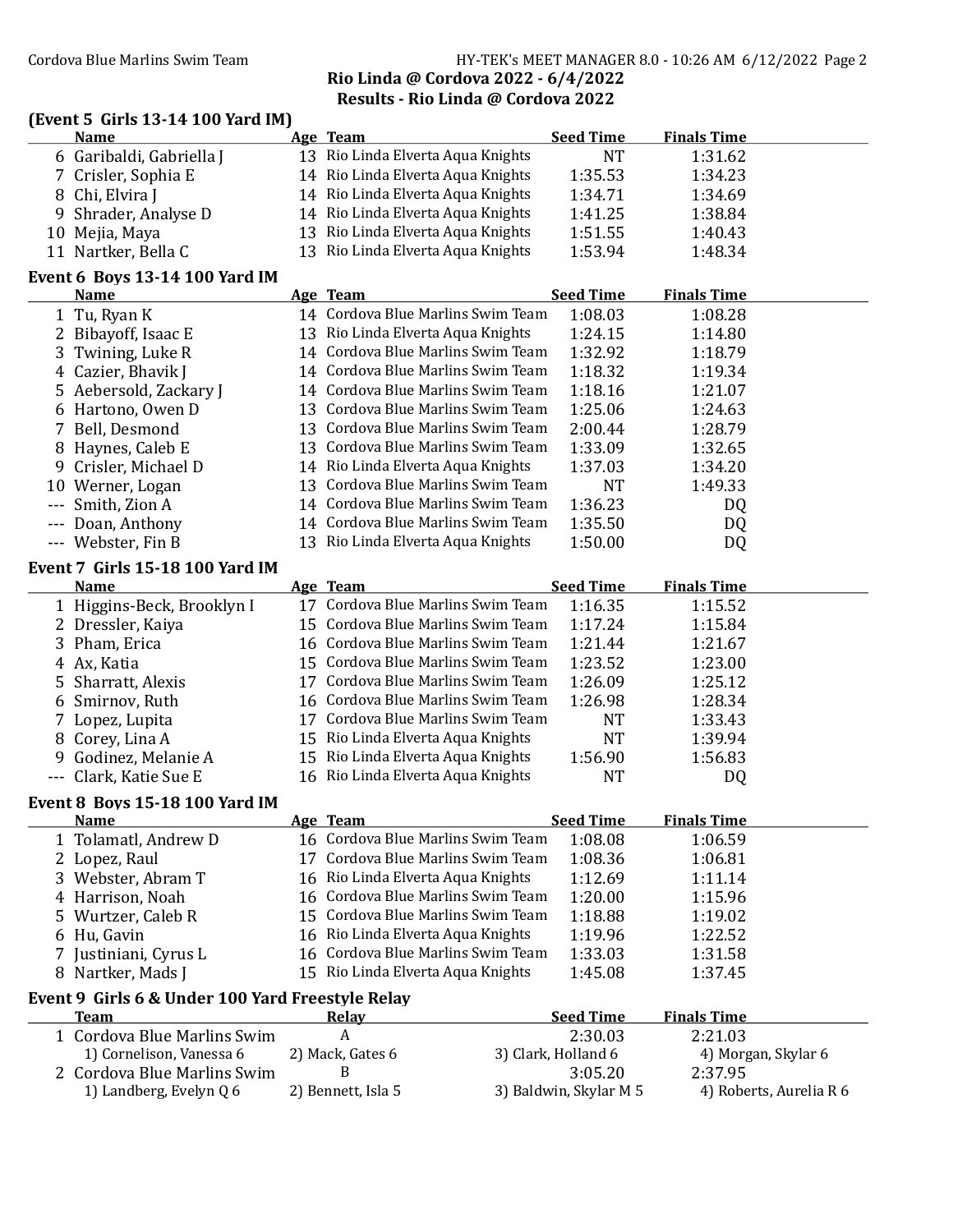**Rio Linda @ Cordova 2022 - 6/4/2022**
**Results - Rio Linda @ Cordova 2022**

### (Event 5 Girls 13-14 100 Yard IM)

| | Name | Age | Team | Seed Time | Finals Time |
|---|---|---|---|---|---|
| 6 | Garibaldi, Gabriella J | 13 | Rio Linda Elverta Aqua Knights | NT | 1:31.62 |
| 7 | Crisler, Sophia E | 14 | Rio Linda Elverta Aqua Knights | 1:35.53 | 1:34.23 |
| 8 | Chi, Elvira J | 14 | Rio Linda Elverta Aqua Knights | 1:34.71 | 1:34.69 |
| 9 | Shrader, Analyse D | 14 | Rio Linda Elverta Aqua Knights | 1:41.25 | 1:38.84 |
| 10 | Mejia, Maya | 13 | Rio Linda Elverta Aqua Knights | 1:51.55 | 1:40.43 |
| 11 | Nartker, Bella C | 13 | Rio Linda Elverta Aqua Knights | 1:53.94 | 1:48.34 |

### Event 6 Boys 13-14 100 Yard IM

| | Name | Age | Team | Seed Time | Finals Time |
|---|---|---|---|---|---|
| 1 | Tu, Ryan K | 14 | Cordova Blue Marlins Swim Team | 1:08.03 | 1:08.28 |
| 2 | Bibayoff, Isaac E | 13 | Rio Linda Elverta Aqua Knights | 1:24.15 | 1:14.80 |
| 3 | Twining, Luke R | 14 | Cordova Blue Marlins Swim Team | 1:32.92 | 1:18.79 |
| 4 | Cazier, Bhavik J | 14 | Cordova Blue Marlins Swim Team | 1:18.32 | 1:19.34 |
| 5 | Aebersold, Zackary J | 14 | Cordova Blue Marlins Swim Team | 1:18.16 | 1:21.07 |
| 6 | Hartono, Owen D | 13 | Cordova Blue Marlins Swim Team | 1:25.06 | 1:24.63 |
| 7 | Bell, Desmond | 13 | Cordova Blue Marlins Swim Team | 2:00.44 | 1:28.79 |
| 8 | Haynes, Caleb E | 13 | Cordova Blue Marlins Swim Team | 1:33.09 | 1:32.65 |
| 9 | Crisler, Michael D | 14 | Rio Linda Elverta Aqua Knights | 1:37.03 | 1:34.20 |
| 10 | Werner, Logan | 13 | Cordova Blue Marlins Swim Team | NT | 1:49.33 |
| --- | Smith, Zion A | 14 | Cordova Blue Marlins Swim Team | 1:36.23 | DQ |
| --- | Doan, Anthony | 14 | Cordova Blue Marlins Swim Team | 1:35.50 | DQ |
| --- | Webster, Fin B | 13 | Rio Linda Elverta Aqua Knights | 1:50.00 | DQ |

### Event 7 Girls 15-18 100 Yard IM

| | Name | Age | Team | Seed Time | Finals Time |
|---|---|---|---|---|---|
| 1 | Higgins-Beck, Brooklyn I | 17 | Cordova Blue Marlins Swim Team | 1:16.35 | 1:15.52 |
| 2 | Dressler, Kaiya | 15 | Cordova Blue Marlins Swim Team | 1:17.24 | 1:15.84 |
| 3 | Pham, Erica | 16 | Cordova Blue Marlins Swim Team | 1:21.44 | 1:21.67 |
| 4 | Ax, Katia | 15 | Cordova Blue Marlins Swim Team | 1:23.52 | 1:23.00 |
| 5 | Sharratt, Alexis | 17 | Cordova Blue Marlins Swim Team | 1:26.09 | 1:25.12 |
| 6 | Smirnov, Ruth | 16 | Cordova Blue Marlins Swim Team | 1:26.98 | 1:28.34 |
| 7 | Lopez, Lupita | 17 | Cordova Blue Marlins Swim Team | NT | 1:33.43 |
| 8 | Corey, Lina A | 15 | Rio Linda Elverta Aqua Knights | NT | 1:39.94 |
| 9 | Godinez, Melanie A | 15 | Rio Linda Elverta Aqua Knights | 1:56.90 | 1:56.83 |
| --- | Clark, Katie Sue E | 16 | Rio Linda Elverta Aqua Knights | NT | DQ |

### Event 8 Boys 15-18 100 Yard IM

| | Name | Age | Team | Seed Time | Finals Time |
|---|---|---|---|---|---|
| 1 | Tolamatl, Andrew D | 16 | Cordova Blue Marlins Swim Team | 1:08.08 | 1:06.59 |
| 2 | Lopez, Raul | 17 | Cordova Blue Marlins Swim Team | 1:08.36 | 1:06.81 |
| 3 | Webster, Abram T | 16 | Rio Linda Elverta Aqua Knights | 1:12.69 | 1:11.14 |
| 4 | Harrison, Noah | 16 | Cordova Blue Marlins Swim Team | 1:20.00 | 1:15.96 |
| 5 | Wurtzer, Caleb R | 15 | Cordova Blue Marlins Swim Team | 1:18.88 | 1:19.02 |
| 6 | Hu, Gavin | 16 | Rio Linda Elverta Aqua Knights | 1:19.96 | 1:22.52 |
| 7 | Justiniani, Cyrus L | 16 | Cordova Blue Marlins Swim Team | 1:33.03 | 1:31.58 |
| 8 | Nartker, Mads J | 15 | Rio Linda Elverta Aqua Knights | 1:45.08 | 1:37.45 |

### Event 9 Girls 6 & Under 100 Yard Freestyle Relay

| | Team | Relay | Seed Time | Finals Time |
|---|---|---|---|---|
| 1 | Cordova Blue Marlins Swim | A | 2:30.03 | 2:21.03 |
| | 1) Cornelison, Vanessa 6 | 2) Mack, Gates 6 | 3) Clark, Holland 6 | 4) Morgan, Skylar 6 |
| 2 | Cordova Blue Marlins Swim | B | 3:05.20 | 2:37.95 |
| | 1) Landberg, Evelyn Q 6 | 2) Bennett, Isla 5 | 3) Baldwin, Skylar M 5 | 4) Roberts, Aurelia R 6 |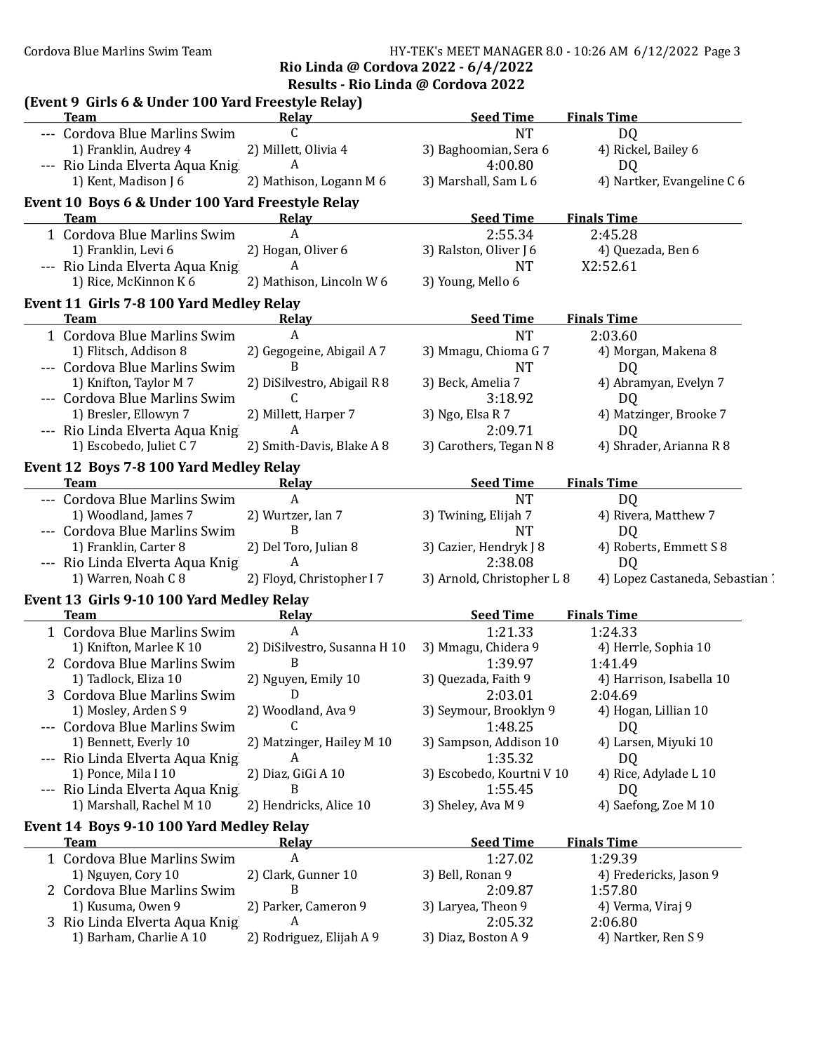## Rio Linda @ Cordova 2022 - 6/4/2022

## Results - Rio Linda @ Cordova 2022

### (Event 9 Girls 6 & Under 100 Yard Freestyle Relay)

| | Team | Relay | Seed Time | Finals Time |
|---|---|---|---|---|
| --- | Cordova Blue Marlins Swim | C | NT | DQ |
| | 1) Franklin, Audrey 4 | 2) Millett, Olivia 4 | 3) Baghoomian, Sera 6 | 4) Rickel, Bailey 6 |
| --- | Rio Linda Elverta Aqua Knig | A | 4:00.80 | DQ |
| | 1) Kent, Madison J 6 | 2) Mathison, Logann M 6 | 3) Marshall, Sam L 6 | 4) Nartker, Evangeline C 6 |

### Event 10 Boys 6 & Under 100 Yard Freestyle Relay

| | Team | Relay | Seed Time | Finals Time |
|---|---|---|---|---|
| 1 | Cordova Blue Marlins Swim | A | 2:55.34 | 2:45.28 |
| | 1) Franklin, Levi 6 | 2) Hogan, Oliver 6 | 3) Ralston, Oliver J 6 | 4) Quezada, Ben 6 |
| --- | Rio Linda Elverta Aqua Knig | A | NT | X2:52.61 |
| | 1) Rice, McKinnon K 6 | 2) Mathison, Lincoln W 6 | 3) Young, Mello 6 | |

### Event 11 Girls 7-8 100 Yard Medley Relay

| | Team | Relay | Seed Time | Finals Time |
|---|---|---|---|---|
| 1 | Cordova Blue Marlins Swim | A | NT | 2:03.60 |
| | 1) Flitsch, Addison 8 | 2) Gegogeine, Abigail A 7 | 3) Mmagu, Chioma G 7 | 4) Morgan, Makena 8 |
| --- | Cordova Blue Marlins Swim | B | NT | DQ |
| | 1) Knifton, Taylor M 7 | 2) DiSilvestro, Abigail R 8 | 3) Beck, Amelia 7 | 4) Abramyan, Evelyn 7 |
| --- | Cordova Blue Marlins Swim | C | 3:18.92 | DQ |
| | 1) Bresler, Ellowyn 7 | 2) Millett, Harper 7 | 3) Ngo, Elsa R 7 | 4) Matzinger, Brooke 7 |
| --- | Rio Linda Elverta Aqua Knig | A | 2:09.71 | DQ |
| | 1) Escobedo, Juliet C 7 | 2) Smith-Davis, Blake A 8 | 3) Carothers, Tegan N 8 | 4) Shrader, Arianna R 8 |

### Event 12 Boys 7-8 100 Yard Medley Relay

| | Team | Relay | Seed Time | Finals Time |
|---|---|---|---|---|
| --- | Cordova Blue Marlins Swim | A | NT | DQ |
| | 1) Woodland, James 7 | 2) Wurtzer, Ian 7 | 3) Twining, Elijah 7 | 4) Rivera, Matthew 7 |
| --- | Cordova Blue Marlins Swim | B | NT | DQ |
| | 1) Franklin, Carter 8 | 2) Del Toro, Julian 8 | 3) Cazier, Hendryk J 8 | 4) Roberts, Emmett S 8 |
| --- | Rio Linda Elverta Aqua Knig | A | 2:38.08 | DQ |
| | 1) Warren, Noah C 8 | 2) Floyd, Christopher I 7 | 3) Arnold, Christopher L 8 | 4) Lopez Castaneda, Sebastian 7 |

### Event 13 Girls 9-10 100 Yard Medley Relay

| | Team | Relay | Seed Time | Finals Time |
|---|---|---|---|---|
| 1 | Cordova Blue Marlins Swim | A | 1:21.33 | 1:24.33 |
| | 1) Knifton, Marlee K 10 | 2) DiSilvestro, Susanna H 10 | 3) Mmagu, Chidera 9 | 4) Herrle, Sophia 10 |
| 2 | Cordova Blue Marlins Swim | B | 1:39.97 | 1:41.49 |
| | 1) Tadlock, Eliza 10 | 2) Nguyen, Emily 10 | 3) Quezada, Faith 9 | 4) Harrison, Isabella 10 |
| 3 | Cordova Blue Marlins Swim | D | 2:03.01 | 2:04.69 |
| | 1) Mosley, Arden S 9 | 2) Woodland, Ava 9 | 3) Seymour, Brooklyn 9 | 4) Hogan, Lillian 10 |
| --- | Cordova Blue Marlins Swim | C | 1:48.25 | DQ |
| | 1) Bennett, Everly 10 | 2) Matzinger, Hailey M 10 | 3) Sampson, Addison 10 | 4) Larsen, Miyuki 10 |
| --- | Rio Linda Elverta Aqua Knig | A | 1:35.32 | DQ |
| | 1) Ponce, Mila I 10 | 2) Diaz, GiGi A 10 | 3) Escobedo, Kourtni V 10 | 4) Rice, Adylade L 10 |
| --- | Rio Linda Elverta Aqua Knig | B | 1:55.45 | DQ |
| | 1) Marshall, Rachel M 10 | 2) Hendricks, Alice 10 | 3) Sheley, Ava M 9 | 4) Saefong, Zoe M 10 |

### Event 14 Boys 9-10 100 Yard Medley Relay

| | Team | Relay | Seed Time | Finals Time |
|---|---|---|---|---|
| 1 | Cordova Blue Marlins Swim | A | 1:27.02 | 1:29.39 |
| | 1) Nguyen, Cory 10 | 2) Clark, Gunner 10 | 3) Bell, Ronan 9 | 4) Fredericks, Jason 9 |
| 2 | Cordova Blue Marlins Swim | B | 2:09.87 | 1:57.80 |
| | 1) Kusuma, Owen 9 | 2) Parker, Cameron 9 | 3) Laryea, Theon 9 | 4) Verma, Viraj 9 |
| 3 | Rio Linda Elverta Aqua Knig | A | 2:05.32 | 2:06.80 |
| | 1) Barham, Charlie A 10 | 2) Rodriguez, Elijah A 9 | 3) Diaz, Boston A 9 | 4) Nartker, Ren S 9 |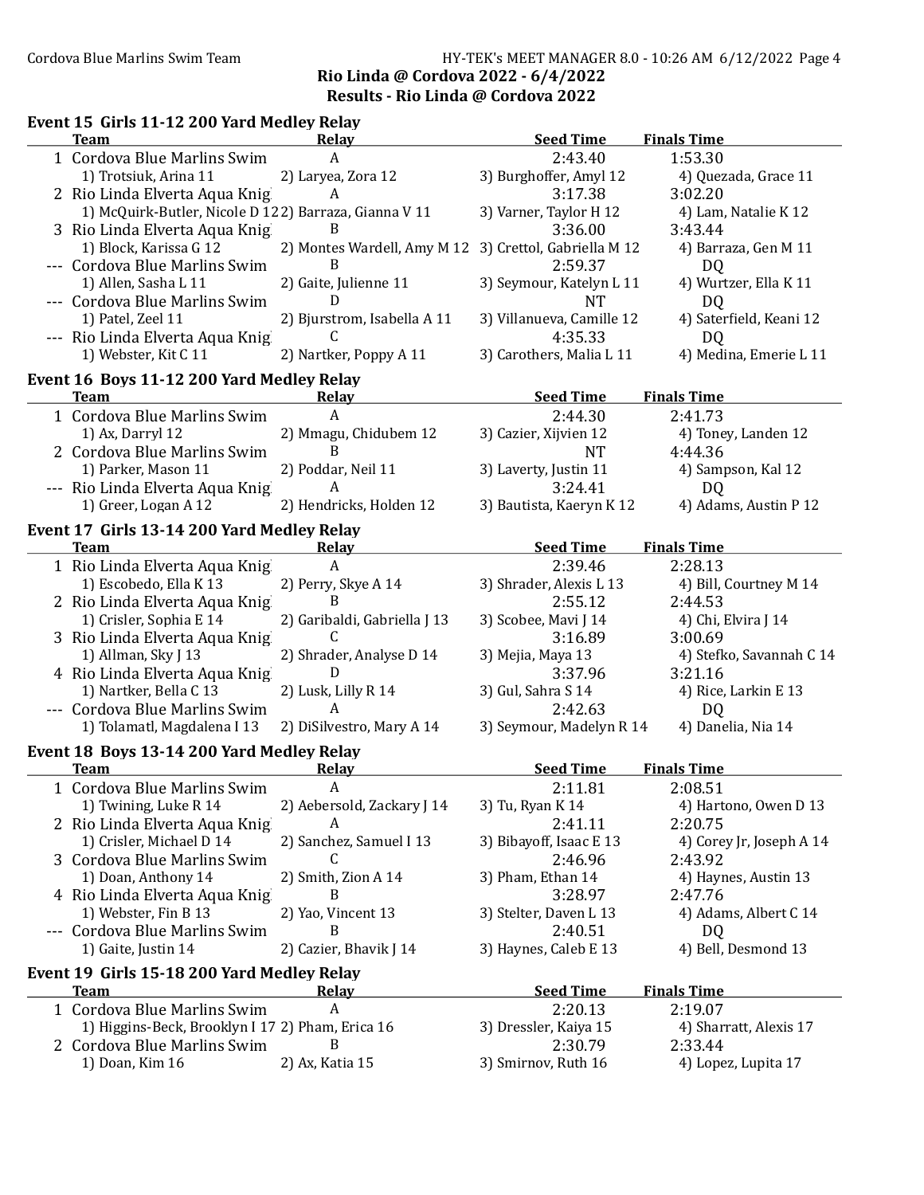## Rio Linda @ Cordova 2022 - 6/4/2022

## Results - Rio Linda @ Cordova 2022

### Event 15 Girls 11-12 200 Yard Medley Relay

| | Team | Relay | Seed Time | Finals Time |
|---|---|---|---|---|
| 1 | Cordova Blue Marlins Swim | A | 2:43.40 | 1:53.30 |
| | 1) Trotsiuk, Arina 11 | 2) Laryea, Zora 12 | 3) Burghoffer, Amyl 12 | 4) Quezada, Grace 11 |
| 2 | Rio Linda Elverta Aqua Knig | A | 3:17.38 | 3:02.20 |
| | 1) McQuirk-Butler, Nicole D 12 | 2) Barraza, Gianna V 11 | 3) Varner, Taylor H 12 | 4) Lam, Natalie K 12 |
| 3 | Rio Linda Elverta Aqua Knig | B | 3:36.00 | 3:43.44 |
| | 1) Block, Karissa G 12 | 2) Montes Wardell, Amy M 12 | 3) Crettol, Gabriella M 12 | 4) Barraza, Gen M 11 |
| --- | Cordova Blue Marlins Swim | B | 2:59.37 | DQ |
| | 1) Allen, Sasha L 11 | 2) Gaite, Julienne 11 | 3) Seymour, Katelyn L 11 | 4) Wurtzer, Ella K 11 |
| --- | Cordova Blue Marlins Swim | D | NT | DQ |
| | 1) Patel, Zeel 11 | 2) Bjurstrom, Isabella A 11 | 3) Villanueva, Camille 12 | 4) Saterfield, Keani 12 |
| --- | Rio Linda Elverta Aqua Knig | C | 4:35.33 | DQ |
| | 1) Webster, Kit C 11 | 2) Nartker, Poppy A 11 | 3) Carothers, Malia L 11 | 4) Medina, Emerie L 11 |

### Event 16 Boys 11-12 200 Yard Medley Relay

| | Team | Relay | Seed Time | Finals Time |
|---|---|---|---|---|
| 1 | Cordova Blue Marlins Swim | A | 2:44.30 | 2:41.73 |
| | 1) Ax, Darryl 12 | 2) Mmagu, Chidubem 12 | 3) Cazier, Xijvien 12 | 4) Toney, Landen 12 |
| 2 | Cordova Blue Marlins Swim | B | NT | 4:44.36 |
| | 1) Parker, Mason 11 | 2) Poddar, Neil 11 | 3) Laverty, Justin 11 | 4) Sampson, Kal 12 |
| --- | Rio Linda Elverta Aqua Knig | A | 3:24.41 | DQ |
| | 1) Greer, Logan A 12 | 2) Hendricks, Holden 12 | 3) Bautista, Kaeryn K 12 | 4) Adams, Austin P 12 |

### Event 17 Girls 13-14 200 Yard Medley Relay

| | Team | Relay | Seed Time | Finals Time |
|---|---|---|---|---|
| 1 | Rio Linda Elverta Aqua Knig | A | 2:39.46 | 2:28.13 |
| | 1) Escobedo, Ella K 13 | 2) Perry, Skye A 14 | 3) Shrader, Alexis L 13 | 4) Bill, Courtney M 14 |
| 2 | Rio Linda Elverta Aqua Knig | B | 2:55.12 | 2:44.53 |
| | 1) Crisler, Sophia E 14 | 2) Garibaldi, Gabriella J 13 | 3) Scobee, Mavi J 14 | 4) Chi, Elvira J 14 |
| 3 | Rio Linda Elverta Aqua Knig | C | 3:16.89 | 3:00.69 |
| | 1) Allman, Sky J 13 | 2) Shrader, Analyse D 14 | 3) Mejia, Maya 13 | 4) Stefko, Savannah C 14 |
| 4 | Rio Linda Elverta Aqua Knig | D | 3:37.96 | 3:21.16 |
| | 1) Nartker, Bella C 13 | 2) Lusk, Lilly R 14 | 3) Gul, Sahra S 14 | 4) Rice, Larkin E 13 |
| --- | Cordova Blue Marlins Swim | A | 2:42.63 | DQ |
| | 1) Tolamatl, Magdalena I 13 | 2) DiSilvestro, Mary A 14 | 3) Seymour, Madelyn R 14 | 4) Danelia, Nia 14 |

### Event 18 Boys 13-14 200 Yard Medley Relay

| | Team | Relay | Seed Time | Finals Time |
|---|---|---|---|---|
| 1 | Cordova Blue Marlins Swim | A | 2:11.81 | 2:08.51 |
| | 1) Twining, Luke R 14 | 2) Aebersold, Zackary J 14 | 3) Tu, Ryan K 14 | 4) Hartono, Owen D 13 |
| 2 | Rio Linda Elverta Aqua Knig | A | 2:41.11 | 2:20.75 |
| | 1) Crisler, Michael D 14 | 2) Sanchez, Samuel I 13 | 3) Bibayoff, Isaac E 13 | 4) Corey Jr, Joseph A 14 |
| 3 | Cordova Blue Marlins Swim | C | 2:46.96 | 2:43.92 |
| | 1) Doan, Anthony 14 | 2) Smith, Zion A 14 | 3) Pham, Ethan 14 | 4) Haynes, Austin 13 |
| 4 | Rio Linda Elverta Aqua Knig | B | 3:28.97 | 2:47.76 |
| | 1) Webster, Fin B 13 | 2) Yao, Vincent 13 | 3) Stelter, Daven L 13 | 4) Adams, Albert C 14 |
| --- | Cordova Blue Marlins Swim | B | 2:40.51 | DQ |
| | 1) Gaite, Justin 14 | 2) Cazier, Bhavik J 14 | 3) Haynes, Caleb E 13 | 4) Bell, Desmond 13 |

### Event 19 Girls 15-18 200 Yard Medley Relay

| | Team | Relay | Seed Time | Finals Time |
|---|---|---|---|---|
| 1 | Cordova Blue Marlins Swim | A | 2:20.13 | 2:19.07 |
| | 1) Higgins-Beck, Brooklyn I 17 | 2) Pham, Erica 16 | 3) Dressler, Kaiya 15 | 4) Sharratt, Alexis 17 |
| 2 | Cordova Blue Marlins Swim | B | 2:30.79 | 2:33.44 |
| | 1) Doan, Kim 16 | 2) Ax, Katia 15 | 3) Smirnov, Ruth 16 | 4) Lopez, Lupita 17 |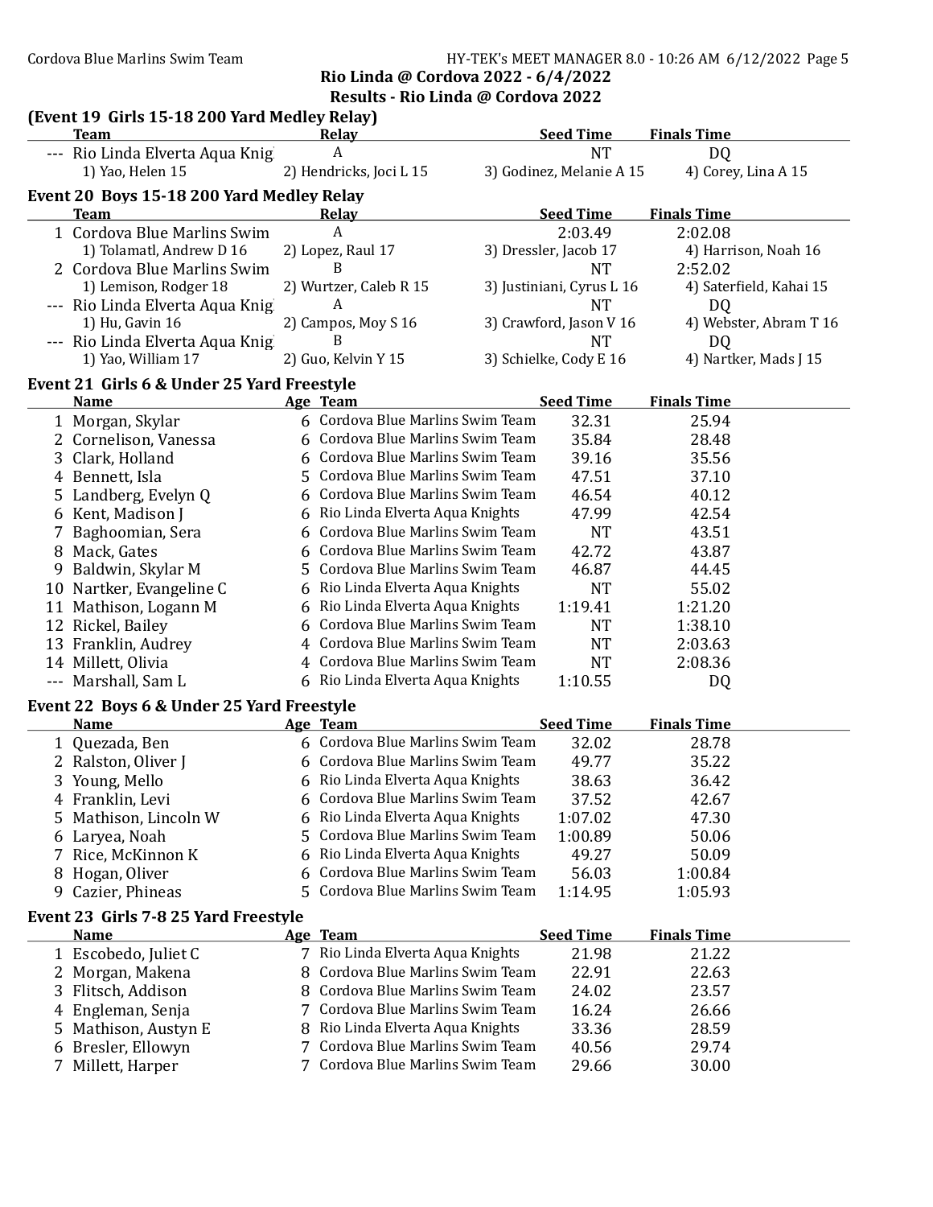## Rio Linda @ Cordova 2022 - 6/4/2022

## Results - Rio Linda @ Cordova 2022

### (Event 19 Girls 15-18 200 Yard Medley Relay)

| | Team | Relay | Seed Time | Finals Time |
|---|---|---|---|---|
| --- | Rio Linda Elverta Aqua Knig | A | NT | DQ |
| | 1) Yao, Helen 15 | 2) Hendricks, Joci L 15 | 3) Godinez, Melanie A 15 | 4) Corey, Lina A 15 |

### Event 20 Boys 15-18 200 Yard Medley Relay

| | Team | Relay | Seed Time | Finals Time |
|---|---|---|---|---|
| 1 | Cordova Blue Marlins Swim | A | 2:03.49 | 2:02.08 |
| | 1) Tolamatl, Andrew D 16 | 2) Lopez, Raul 17 | 3) Dressler, Jacob 17 | 4) Harrison, Noah 16 |
| 2 | Cordova Blue Marlins Swim | B | NT | 2:52.02 |
| | 1) Lemison, Rodger 18 | 2) Wurtzer, Caleb R 15 | 3) Justiniani, Cyrus L 16 | 4) Saterfield, Kahai 15 |
| --- | Rio Linda Elverta Aqua Knig | A | NT | DQ |
| | 1) Hu, Gavin 16 | 2) Campos, Moy S 16 | 3) Crawford, Jason V 16 | 4) Webster, Abram T 16 |
| --- | Rio Linda Elverta Aqua Knig | B | NT | DQ |
| | 1) Yao, William 17 | 2) Guo, Kelvin Y 15 | 3) Schielke, Cody E 16 | 4) Nartker, Mads J 15 |

### Event 21 Girls 6 & Under 25 Yard Freestyle

| | Name | Age | Team | Seed Time | Finals Time |
|---|---|---|---|---|---|
| 1 | Morgan, Skylar | 6 | Cordova Blue Marlins Swim Team | 32.31 | 25.94 |
| 2 | Cornelison, Vanessa | 6 | Cordova Blue Marlins Swim Team | 35.84 | 28.48 |
| 3 | Clark, Holland | 6 | Cordova Blue Marlins Swim Team | 39.16 | 35.56 |
| 4 | Bennett, Isla | 5 | Cordova Blue Marlins Swim Team | 47.51 | 37.10 |
| 5 | Landberg, Evelyn Q | 6 | Cordova Blue Marlins Swim Team | 46.54 | 40.12 |
| 6 | Kent, Madison J | 6 | Rio Linda Elverta Aqua Knights | 47.99 | 42.54 |
| 7 | Baghoomian, Sera | 6 | Cordova Blue Marlins Swim Team | NT | 43.51 |
| 8 | Mack, Gates | 6 | Cordova Blue Marlins Swim Team | 42.72 | 43.87 |
| 9 | Baldwin, Skylar M | 5 | Cordova Blue Marlins Swim Team | 46.87 | 44.45 |
| 10 | Nartker, Evangeline C | 6 | Rio Linda Elverta Aqua Knights | NT | 55.02 |
| 11 | Mathison, Logann M | 6 | Rio Linda Elverta Aqua Knights | 1:19.41 | 1:21.20 |
| 12 | Rickel, Bailey | 6 | Cordova Blue Marlins Swim Team | NT | 1:38.10 |
| 13 | Franklin, Audrey | 4 | Cordova Blue Marlins Swim Team | NT | 2:03.63 |
| 14 | Millett, Olivia | 4 | Cordova Blue Marlins Swim Team | NT | 2:08.36 |
| --- | Marshall, Sam L | 6 | Rio Linda Elverta Aqua Knights | 1:10.55 | DQ |

### Event 22 Boys 6 & Under 25 Yard Freestyle

| | Name | Age | Team | Seed Time | Finals Time |
|---|---|---|---|---|---|
| 1 | Quezada, Ben | 6 | Cordova Blue Marlins Swim Team | 32.02 | 28.78 |
| 2 | Ralston, Oliver J | 6 | Cordova Blue Marlins Swim Team | 49.77 | 35.22 |
| 3 | Young, Mello | 6 | Rio Linda Elverta Aqua Knights | 38.63 | 36.42 |
| 4 | Franklin, Levi | 6 | Cordova Blue Marlins Swim Team | 37.52 | 42.67 |
| 5 | Mathison, Lincoln W | 6 | Rio Linda Elverta Aqua Knights | 1:07.02 | 47.30 |
| 6 | Laryea, Noah | 5 | Cordova Blue Marlins Swim Team | 1:00.89 | 50.06 |
| 7 | Rice, McKinnon K | 6 | Rio Linda Elverta Aqua Knights | 49.27 | 50.09 |
| 8 | Hogan, Oliver | 6 | Cordova Blue Marlins Swim Team | 56.03 | 1:00.84 |
| 9 | Cazier, Phineas | 5 | Cordova Blue Marlins Swim Team | 1:14.95 | 1:05.93 |

### Event 23 Girls 7-8 25 Yard Freestyle

| | Name | Age | Team | Seed Time | Finals Time |
|---|---|---|---|---|---|
| 1 | Escobedo, Juliet C | 7 | Rio Linda Elverta Aqua Knights | 21.98 | 21.22 |
| 2 | Morgan, Makena | 8 | Cordova Blue Marlins Swim Team | 22.91 | 22.63 |
| 3 | Flitsch, Addison | 8 | Cordova Blue Marlins Swim Team | 24.02 | 23.57 |
| 4 | Engleman, Senja | 7 | Cordova Blue Marlins Swim Team | 16.24 | 26.66 |
| 5 | Mathison, Austyn E | 8 | Rio Linda Elverta Aqua Knights | 33.36 | 28.59 |
| 6 | Bresler, Ellowyn | 7 | Cordova Blue Marlins Swim Team | 40.56 | 29.74 |
| 7 | Millett, Harper | 7 | Cordova Blue Marlins Swim Team | 29.66 | 30.00 |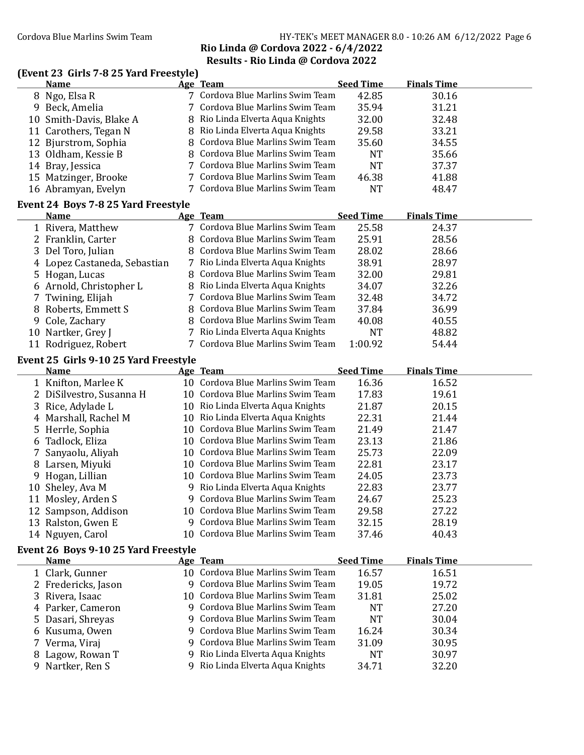**Rio Linda @ Cordova 2022 - 6/4/2022**

**Results - Rio Linda @ Cordova 2022**

### (Event 23 Girls 7-8 25 Yard Freestyle)

| | Name | Age | Team | Seed Time | Finals Time |
|---|---|---|---|---|---|
| 8 | Ngo, Elsa R | 7 | Cordova Blue Marlins Swim Team | 42.85 | 30.16 |
| 9 | Beck, Amelia | 7 | Cordova Blue Marlins Swim Team | 35.94 | 31.21 |
| 10 | Smith-Davis, Blake A | 8 | Rio Linda Elverta Aqua Knights | 32.00 | 32.48 |
| 11 | Carothers, Tegan N | 8 | Rio Linda Elverta Aqua Knights | 29.58 | 33.21 |
| 12 | Bjurstrom, Sophia | 8 | Cordova Blue Marlins Swim Team | 35.60 | 34.55 |
| 13 | Oldham, Kessie B | 8 | Cordova Blue Marlins Swim Team | NT | 35.66 |
| 14 | Bray, Jessica | 7 | Cordova Blue Marlins Swim Team | NT | 37.37 |
| 15 | Matzinger, Brooke | 7 | Cordova Blue Marlins Swim Team | 46.38 | 41.88 |
| 16 | Abramyan, Evelyn | 7 | Cordova Blue Marlins Swim Team | NT | 48.47 |

### Event 24 Boys 7-8 25 Yard Freestyle

| | Name | Age | Team | Seed Time | Finals Time |
|---|---|---|---|---|---|
| 1 | Rivera, Matthew | 7 | Cordova Blue Marlins Swim Team | 25.58 | 24.37 |
| 2 | Franklin, Carter | 8 | Cordova Blue Marlins Swim Team | 25.91 | 28.56 |
| 3 | Del Toro, Julian | 8 | Cordova Blue Marlins Swim Team | 28.02 | 28.66 |
| 4 | Lopez Castaneda, Sebastian | 7 | Rio Linda Elverta Aqua Knights | 38.91 | 28.97 |
| 5 | Hogan, Lucas | 8 | Cordova Blue Marlins Swim Team | 32.00 | 29.81 |
| 6 | Arnold, Christopher L | 8 | Rio Linda Elverta Aqua Knights | 34.07 | 32.26 |
| 7 | Twining, Elijah | 7 | Cordova Blue Marlins Swim Team | 32.48 | 34.72 |
| 8 | Roberts, Emmett S | 8 | Cordova Blue Marlins Swim Team | 37.84 | 36.99 |
| 9 | Cole, Zachary | 8 | Cordova Blue Marlins Swim Team | 40.08 | 40.55 |
| 10 | Nartker, Grey J | 7 | Rio Linda Elverta Aqua Knights | NT | 48.82 |
| 11 | Rodriguez, Robert | 7 | Cordova Blue Marlins Swim Team | 1:00.92 | 54.44 |

### Event 25 Girls 9-10 25 Yard Freestyle

| | Name | Age | Team | Seed Time | Finals Time |
|---|---|---|---|---|---|
| 1 | Knifton, Marlee K | 10 | Cordova Blue Marlins Swim Team | 16.36 | 16.52 |
| 2 | DiSilvestro, Susanna H | 10 | Cordova Blue Marlins Swim Team | 17.83 | 19.61 |
| 3 | Rice, Adylade L | 10 | Rio Linda Elverta Aqua Knights | 21.87 | 20.15 |
| 4 | Marshall, Rachel M | 10 | Rio Linda Elverta Aqua Knights | 22.31 | 21.44 |
| 5 | Herrle, Sophia | 10 | Cordova Blue Marlins Swim Team | 21.49 | 21.47 |
| 6 | Tadlock, Eliza | 10 | Cordova Blue Marlins Swim Team | 23.13 | 21.86 |
| 7 | Sanyaolu, Aliyah | 10 | Cordova Blue Marlins Swim Team | 25.73 | 22.09 |
| 8 | Larsen, Miyuki | 10 | Cordova Blue Marlins Swim Team | 22.81 | 23.17 |
| 9 | Hogan, Lillian | 10 | Cordova Blue Marlins Swim Team | 24.05 | 23.73 |
| 10 | Sheley, Ava M | 9 | Rio Linda Elverta Aqua Knights | 22.83 | 23.77 |
| 11 | Mosley, Arden S | 9 | Cordova Blue Marlins Swim Team | 24.67 | 25.23 |
| 12 | Sampson, Addison | 10 | Cordova Blue Marlins Swim Team | 29.58 | 27.22 |
| 13 | Ralston, Gwen E | 9 | Cordova Blue Marlins Swim Team | 32.15 | 28.19 |
| 14 | Nguyen, Carol | 10 | Cordova Blue Marlins Swim Team | 37.46 | 40.43 |

### Event 26 Boys 9-10 25 Yard Freestyle

| | Name | Age | Team | Seed Time | Finals Time |
|---|---|---|---|---|---|
| 1 | Clark, Gunner | 10 | Cordova Blue Marlins Swim Team | 16.57 | 16.51 |
| 2 | Fredericks, Jason | 9 | Cordova Blue Marlins Swim Team | 19.05 | 19.72 |
| 3 | Rivera, Isaac | 10 | Cordova Blue Marlins Swim Team | 31.81 | 25.02 |
| 4 | Parker, Cameron | 9 | Cordova Blue Marlins Swim Team | NT | 27.20 |
| 5 | Dasari, Shreyas | 9 | Cordova Blue Marlins Swim Team | NT | 30.04 |
| 6 | Kusuma, Owen | 9 | Cordova Blue Marlins Swim Team | 16.24 | 30.34 |
| 7 | Verma, Viraj | 9 | Cordova Blue Marlins Swim Team | 31.09 | 30.95 |
| 8 | Lagow, Rowan T | 9 | Rio Linda Elverta Aqua Knights | NT | 30.97 |
| 9 | Nartker, Ren S | 9 | Rio Linda Elverta Aqua Knights | 34.71 | 32.20 |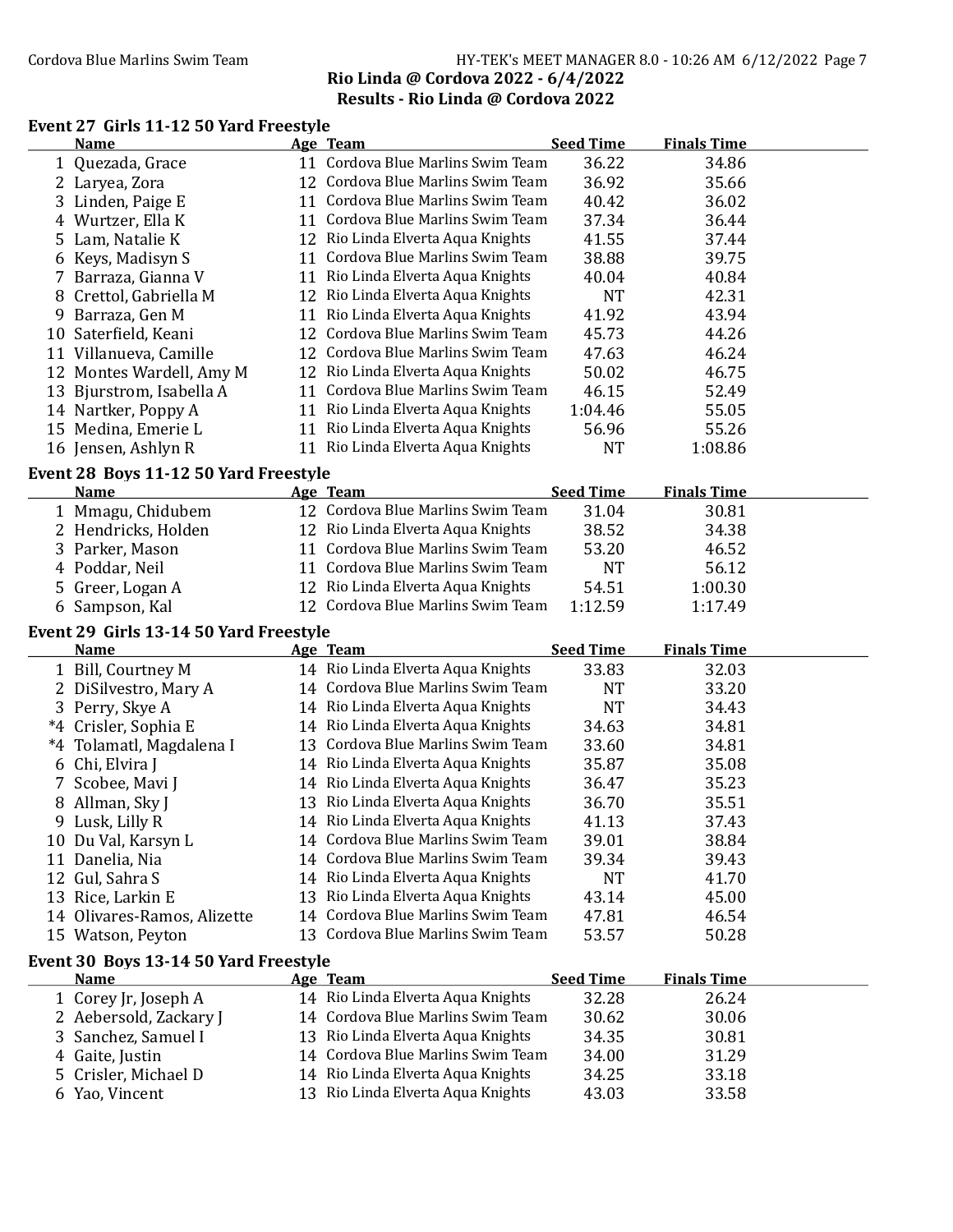## Rio Linda @ Cordova 2022 - 6/4/2022

## Results - Rio Linda @ Cordova 2022

### Event 27 Girls 11-12 50 Yard Freestyle

| | Name | Age | Team | Seed Time | Finals Time |
|---|---|---|---|---|---|
| 1 | Quezada, Grace | 11 | Cordova Blue Marlins Swim Team | 36.22 | 34.86 |
| 2 | Laryea, Zora | 12 | Cordova Blue Marlins Swim Team | 36.92 | 35.66 |
| 3 | Linden, Paige E | 11 | Cordova Blue Marlins Swim Team | 40.42 | 36.02 |
| 4 | Wurtzer, Ella K | 11 | Cordova Blue Marlins Swim Team | 37.34 | 36.44 |
| 5 | Lam, Natalie K | 12 | Rio Linda Elverta Aqua Knights | 41.55 | 37.44 |
| 6 | Keys, Madisyn S | 11 | Cordova Blue Marlins Swim Team | 38.88 | 39.75 |
| 7 | Barraza, Gianna V | 11 | Rio Linda Elverta Aqua Knights | 40.04 | 40.84 |
| 8 | Crettol, Gabriella M | 12 | Rio Linda Elverta Aqua Knights | NT | 42.31 |
| 9 | Barraza, Gen M | 11 | Rio Linda Elverta Aqua Knights | 41.92 | 43.94 |
| 10 | Saterfield, Keani | 12 | Cordova Blue Marlins Swim Team | 45.73 | 44.26 |
| 11 | Villanueva, Camille | 12 | Cordova Blue Marlins Swim Team | 47.63 | 46.24 |
| 12 | Montes Wardell, Amy M | 12 | Rio Linda Elverta Aqua Knights | 50.02 | 46.75 |
| 13 | Bjurstrom, Isabella A | 11 | Cordova Blue Marlins Swim Team | 46.15 | 52.49 |
| 14 | Nartker, Poppy A | 11 | Rio Linda Elverta Aqua Knights | 1:04.46 | 55.05 |
| 15 | Medina, Emerie L | 11 | Rio Linda Elverta Aqua Knights | 56.96 | 55.26 |
| 16 | Jensen, Ashlyn R | 11 | Rio Linda Elverta Aqua Knights | NT | 1:08.86 |

### Event 28 Boys 11-12 50 Yard Freestyle

| | Name | Age | Team | Seed Time | Finals Time |
|---|---|---|---|---|---|
| 1 | Mmagu, Chidubem | 12 | Cordova Blue Marlins Swim Team | 31.04 | 30.81 |
| 2 | Hendricks, Holden | 12 | Rio Linda Elverta Aqua Knights | 38.52 | 34.38 |
| 3 | Parker, Mason | 11 | Cordova Blue Marlins Swim Team | 53.20 | 46.52 |
| 4 | Poddar, Neil | 11 | Cordova Blue Marlins Swim Team | NT | 56.12 |
| 5 | Greer, Logan A | 12 | Rio Linda Elverta Aqua Knights | 54.51 | 1:00.30 |
| 6 | Sampson, Kal | 12 | Cordova Blue Marlins Swim Team | 1:12.59 | 1:17.49 |

### Event 29 Girls 13-14 50 Yard Freestyle

| | Name | Age | Team | Seed Time | Finals Time |
|---|---|---|---|---|---|
| 1 | Bill, Courtney M | 14 | Rio Linda Elverta Aqua Knights | 33.83 | 32.03 |
| 2 | DiSilvestro, Mary A | 14 | Cordova Blue Marlins Swim Team | NT | 33.20 |
| 3 | Perry, Skye A | 14 | Rio Linda Elverta Aqua Knights | NT | 34.43 |
| *4 | Crisler, Sophia E | 14 | Rio Linda Elverta Aqua Knights | 34.63 | 34.81 |
| *4 | Tolamatl, Magdalena I | 13 | Cordova Blue Marlins Swim Team | 33.60 | 34.81 |
| 6 | Chi, Elvira J | 14 | Rio Linda Elverta Aqua Knights | 35.87 | 35.08 |
| 7 | Scobee, Mavi J | 14 | Rio Linda Elverta Aqua Knights | 36.47 | 35.23 |
| 8 | Allman, Sky J | 13 | Rio Linda Elverta Aqua Knights | 36.70 | 35.51 |
| 9 | Lusk, Lilly R | 14 | Rio Linda Elverta Aqua Knights | 41.13 | 37.43 |
| 10 | Du Val, Karsyn L | 14 | Cordova Blue Marlins Swim Team | 39.01 | 38.84 |
| 11 | Danelia, Nia | 14 | Cordova Blue Marlins Swim Team | 39.34 | 39.43 |
| 12 | Gul, Sahra S | 14 | Rio Linda Elverta Aqua Knights | NT | 41.70 |
| 13 | Rice, Larkin E | 13 | Rio Linda Elverta Aqua Knights | 43.14 | 45.00 |
| 14 | Olivares-Ramos, Alizette | 14 | Cordova Blue Marlins Swim Team | 47.81 | 46.54 |
| 15 | Watson, Peyton | 13 | Cordova Blue Marlins Swim Team | 53.57 | 50.28 |

### Event 30 Boys 13-14 50 Yard Freestyle

| | Name | Age | Team | Seed Time | Finals Time |
|---|---|---|---|---|---|
| 1 | Corey Jr, Joseph A | 14 | Rio Linda Elverta Aqua Knights | 32.28 | 26.24 |
| 2 | Aebersold, Zackary J | 14 | Cordova Blue Marlins Swim Team | 30.62 | 30.06 |
| 3 | Sanchez, Samuel I | 13 | Rio Linda Elverta Aqua Knights | 34.35 | 30.81 |
| 4 | Gaite, Justin | 14 | Cordova Blue Marlins Swim Team | 34.00 | 31.29 |
| 5 | Crisler, Michael D | 14 | Rio Linda Elverta Aqua Knights | 34.25 | 33.18 |
| 6 | Yao, Vincent | 13 | Rio Linda Elverta Aqua Knights | 43.03 | 33.58 |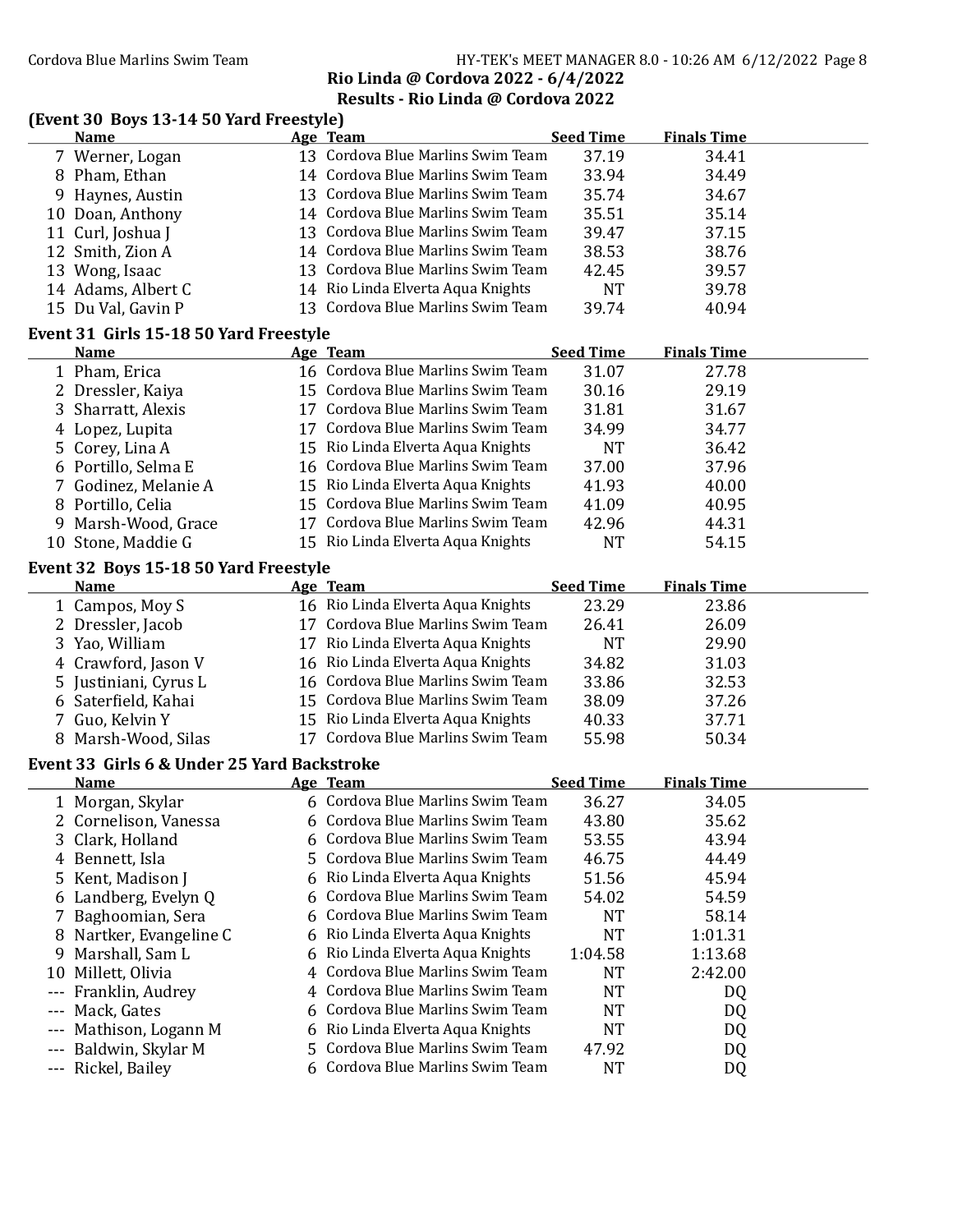## Rio Linda @ Cordova 2022 - 6/4/2022

### Results - Rio Linda @ Cordova 2022

### (Event 30 Boys 13-14 50 Yard Freestyle)

| | Name | Age | Team | Seed Time | Finals Time |
|---|---|---|---|---|---|
| 7 | Werner, Logan | 13 | Cordova Blue Marlins Swim Team | 37.19 | 34.41 |
| 8 | Pham, Ethan | 14 | Cordova Blue Marlins Swim Team | 33.94 | 34.49 |
| 9 | Haynes, Austin | 13 | Cordova Blue Marlins Swim Team | 35.74 | 34.67 |
| 10 | Doan, Anthony | 14 | Cordova Blue Marlins Swim Team | 35.51 | 35.14 |
| 11 | Curl, Joshua J | 13 | Cordova Blue Marlins Swim Team | 39.47 | 37.15 |
| 12 | Smith, Zion A | 14 | Cordova Blue Marlins Swim Team | 38.53 | 38.76 |
| 13 | Wong, Isaac | 13 | Cordova Blue Marlins Swim Team | 42.45 | 39.57 |
| 14 | Adams, Albert C | 14 | Rio Linda Elverta Aqua Knights | NT | 39.78 |
| 15 | Du Val, Gavin P | 13 | Cordova Blue Marlins Swim Team | 39.74 | 40.94 |

### Event 31 Girls 15-18 50 Yard Freestyle

| | Name | Age | Team | Seed Time | Finals Time |
|---|---|---|---|---|---|
| 1 | Pham, Erica | 16 | Cordova Blue Marlins Swim Team | 31.07 | 27.78 |
| 2 | Dressler, Kaiya | 15 | Cordova Blue Marlins Swim Team | 30.16 | 29.19 |
| 3 | Sharratt, Alexis | 17 | Cordova Blue Marlins Swim Team | 31.81 | 31.67 |
| 4 | Lopez, Lupita | 17 | Cordova Blue Marlins Swim Team | 34.99 | 34.77 |
| 5 | Corey, Lina A | 15 | Rio Linda Elverta Aqua Knights | NT | 36.42 |
| 6 | Portillo, Selma E | 16 | Cordova Blue Marlins Swim Team | 37.00 | 37.96 |
| 7 | Godinez, Melanie A | 15 | Rio Linda Elverta Aqua Knights | 41.93 | 40.00 |
| 8 | Portillo, Celia | 15 | Cordova Blue Marlins Swim Team | 41.09 | 40.95 |
| 9 | Marsh-Wood, Grace | 17 | Cordova Blue Marlins Swim Team | 42.96 | 44.31 |
| 10 | Stone, Maddie G | 15 | Rio Linda Elverta Aqua Knights | NT | 54.15 |

### Event 32 Boys 15-18 50 Yard Freestyle

| | Name | Age | Team | Seed Time | Finals Time |
|---|---|---|---|---|---|
| 1 | Campos, Moy S | 16 | Rio Linda Elverta Aqua Knights | 23.29 | 23.86 |
| 2 | Dressler, Jacob | 17 | Cordova Blue Marlins Swim Team | 26.41 | 26.09 |
| 3 | Yao, William | 17 | Rio Linda Elverta Aqua Knights | NT | 29.90 |
| 4 | Crawford, Jason V | 16 | Rio Linda Elverta Aqua Knights | 34.82 | 31.03 |
| 5 | Justiniani, Cyrus L | 16 | Cordova Blue Marlins Swim Team | 33.86 | 32.53 |
| 6 | Saterfield, Kahai | 15 | Cordova Blue Marlins Swim Team | 38.09 | 37.26 |
| 7 | Guo, Kelvin Y | 15 | Rio Linda Elverta Aqua Knights | 40.33 | 37.71 |
| 8 | Marsh-Wood, Silas | 17 | Cordova Blue Marlins Swim Team | 55.98 | 50.34 |

### Event 33 Girls 6 & Under 25 Yard Backstroke

| | Name | Age | Team | Seed Time | Finals Time |
|---|---|---|---|---|---|
| 1 | Morgan, Skylar | 6 | Cordova Blue Marlins Swim Team | 36.27 | 34.05 |
| 2 | Cornelison, Vanessa | 6 | Cordova Blue Marlins Swim Team | 43.80 | 35.62 |
| 3 | Clark, Holland | 6 | Cordova Blue Marlins Swim Team | 53.55 | 43.94 |
| 4 | Bennett, Isla | 5 | Cordova Blue Marlins Swim Team | 46.75 | 44.49 |
| 5 | Kent, Madison J | 6 | Rio Linda Elverta Aqua Knights | 51.56 | 45.94 |
| 6 | Landberg, Evelyn Q | 6 | Cordova Blue Marlins Swim Team | 54.02 | 54.59 |
| 7 | Baghoomian, Sera | 6 | Cordova Blue Marlins Swim Team | NT | 58.14 |
| 8 | Nartker, Evangeline C | 6 | Rio Linda Elverta Aqua Knights | NT | 1:01.31 |
| 9 | Marshall, Sam L | 6 | Rio Linda Elverta Aqua Knights | 1:04.58 | 1:13.68 |
| 10 | Millett, Olivia | 4 | Cordova Blue Marlins Swim Team | NT | 2:42.00 |
| --- | Franklin, Audrey | 4 | Cordova Blue Marlins Swim Team | NT | DQ |
| --- | Mack, Gates | 6 | Cordova Blue Marlins Swim Team | NT | DQ |
| --- | Mathison, Logann M | 6 | Rio Linda Elverta Aqua Knights | NT | DQ |
| --- | Baldwin, Skylar M | 5 | Cordova Blue Marlins Swim Team | 47.92 | DQ |
| --- | Rickel, Bailey | 6 | Cordova Blue Marlins Swim Team | NT | DQ |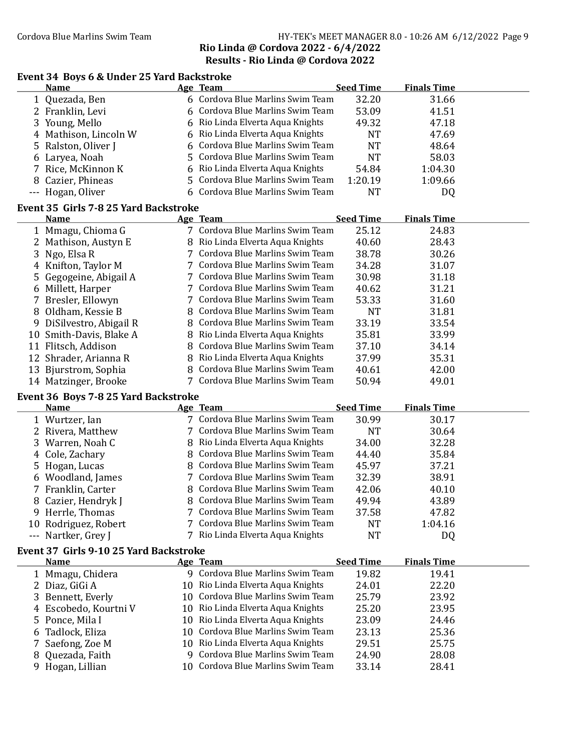## Rio Linda @ Cordova 2022 - 6/4/2022

## Results - Rio Linda @ Cordova 2022

### Event 34 Boys 6 & Under 25 Yard Backstroke

| | Name | Age | Team | Seed Time | Finals Time |
|---|---|---|---|---|---|
| 1 | Quezada, Ben | 6 | Cordova Blue Marlins Swim Team | 32.20 | 31.66 |
| 2 | Franklin, Levi | 6 | Cordova Blue Marlins Swim Team | 53.09 | 41.51 |
| 3 | Young, Mello | 6 | Rio Linda Elverta Aqua Knights | 49.32 | 47.18 |
| 4 | Mathison, Lincoln W | 6 | Rio Linda Elverta Aqua Knights | NT | 47.69 |
| 5 | Ralston, Oliver J | 6 | Cordova Blue Marlins Swim Team | NT | 48.64 |
| 6 | Laryea, Noah | 5 | Cordova Blue Marlins Swim Team | NT | 58.03 |
| 7 | Rice, McKinnon K | 6 | Rio Linda Elverta Aqua Knights | 54.84 | 1:04.30 |
| 8 | Cazier, Phineas | 5 | Cordova Blue Marlins Swim Team | 1:20.19 | 1:09.66 |
| --- | Hogan, Oliver | 6 | Cordova Blue Marlins Swim Team | NT | DQ |

### Event 35 Girls 7-8 25 Yard Backstroke

| | Name | Age | Team | Seed Time | Finals Time |
|---|---|---|---|---|---|
| 1 | Mmagu, Chioma G | 7 | Cordova Blue Marlins Swim Team | 25.12 | 24.83 |
| 2 | Mathison, Austyn E | 8 | Rio Linda Elverta Aqua Knights | 40.60 | 28.43 |
| 3 | Ngo, Elsa R | 7 | Cordova Blue Marlins Swim Team | 38.78 | 30.26 |
| 4 | Knifton, Taylor M | 7 | Cordova Blue Marlins Swim Team | 34.28 | 31.07 |
| 5 | Gegogeine, Abigail A | 7 | Cordova Blue Marlins Swim Team | 30.98 | 31.18 |
| 6 | Millett, Harper | 7 | Cordova Blue Marlins Swim Team | 40.62 | 31.21 |
| 7 | Bresler, Ellowyn | 7 | Cordova Blue Marlins Swim Team | 53.33 | 31.60 |
| 8 | Oldham, Kessie B | 8 | Cordova Blue Marlins Swim Team | NT | 31.81 |
| 9 | DiSilvestro, Abigail R | 8 | Cordova Blue Marlins Swim Team | 33.19 | 33.54 |
| 10 | Smith-Davis, Blake A | 8 | Rio Linda Elverta Aqua Knights | 35.81 | 33.99 |
| 11 | Flitsch, Addison | 8 | Cordova Blue Marlins Swim Team | 37.10 | 34.14 |
| 12 | Shrader, Arianna R | 8 | Rio Linda Elverta Aqua Knights | 37.99 | 35.31 |
| 13 | Bjurstrom, Sophia | 8 | Cordova Blue Marlins Swim Team | 40.61 | 42.00 |
| 14 | Matzinger, Brooke | 7 | Cordova Blue Marlins Swim Team | 50.94 | 49.01 |

### Event 36 Boys 7-8 25 Yard Backstroke

| | Name | Age | Team | Seed Time | Finals Time |
|---|---|---|---|---|---|
| 1 | Wurtzer, Ian | 7 | Cordova Blue Marlins Swim Team | 30.99 | 30.17 |
| 2 | Rivera, Matthew | 7 | Cordova Blue Marlins Swim Team | NT | 30.64 |
| 3 | Warren, Noah C | 8 | Rio Linda Elverta Aqua Knights | 34.00 | 32.28 |
| 4 | Cole, Zachary | 8 | Cordova Blue Marlins Swim Team | 44.40 | 35.84 |
| 5 | Hogan, Lucas | 8 | Cordova Blue Marlins Swim Team | 45.97 | 37.21 |
| 6 | Woodland, James | 7 | Cordova Blue Marlins Swim Team | 32.39 | 38.91 |
| 7 | Franklin, Carter | 8 | Cordova Blue Marlins Swim Team | 42.06 | 40.10 |
| 8 | Cazier, Hendryk J | 8 | Cordova Blue Marlins Swim Team | 49.94 | 43.89 |
| 9 | Herrle, Thomas | 7 | Cordova Blue Marlins Swim Team | 37.58 | 47.82 |
| 10 | Rodriguez, Robert | 7 | Cordova Blue Marlins Swim Team | NT | 1:04.16 |
| --- | Nartker, Grey J | 7 | Rio Linda Elverta Aqua Knights | NT | DQ |

### Event 37 Girls 9-10 25 Yard Backstroke

| | Name | Age | Team | Seed Time | Finals Time |
|---|---|---|---|---|---|
| 1 | Mmagu, Chidera | 9 | Cordova Blue Marlins Swim Team | 19.82 | 19.41 |
| 2 | Diaz, GiGi A | 10 | Rio Linda Elverta Aqua Knights | 24.01 | 22.20 |
| 3 | Bennett, Everly | 10 | Cordova Blue Marlins Swim Team | 25.79 | 23.92 |
| 4 | Escobedo, Kourtni V | 10 | Rio Linda Elverta Aqua Knights | 25.20 | 23.95 |
| 5 | Ponce, Mila I | 10 | Rio Linda Elverta Aqua Knights | 23.09 | 24.46 |
| 6 | Tadlock, Eliza | 10 | Cordova Blue Marlins Swim Team | 23.13 | 25.36 |
| 7 | Saefong, Zoe M | 10 | Rio Linda Elverta Aqua Knights | 29.51 | 25.75 |
| 8 | Quezada, Faith | 9 | Cordova Blue Marlins Swim Team | 24.90 | 28.08 |
| 9 | Hogan, Lillian | 10 | Cordova Blue Marlins Swim Team | 33.14 | 28.41 |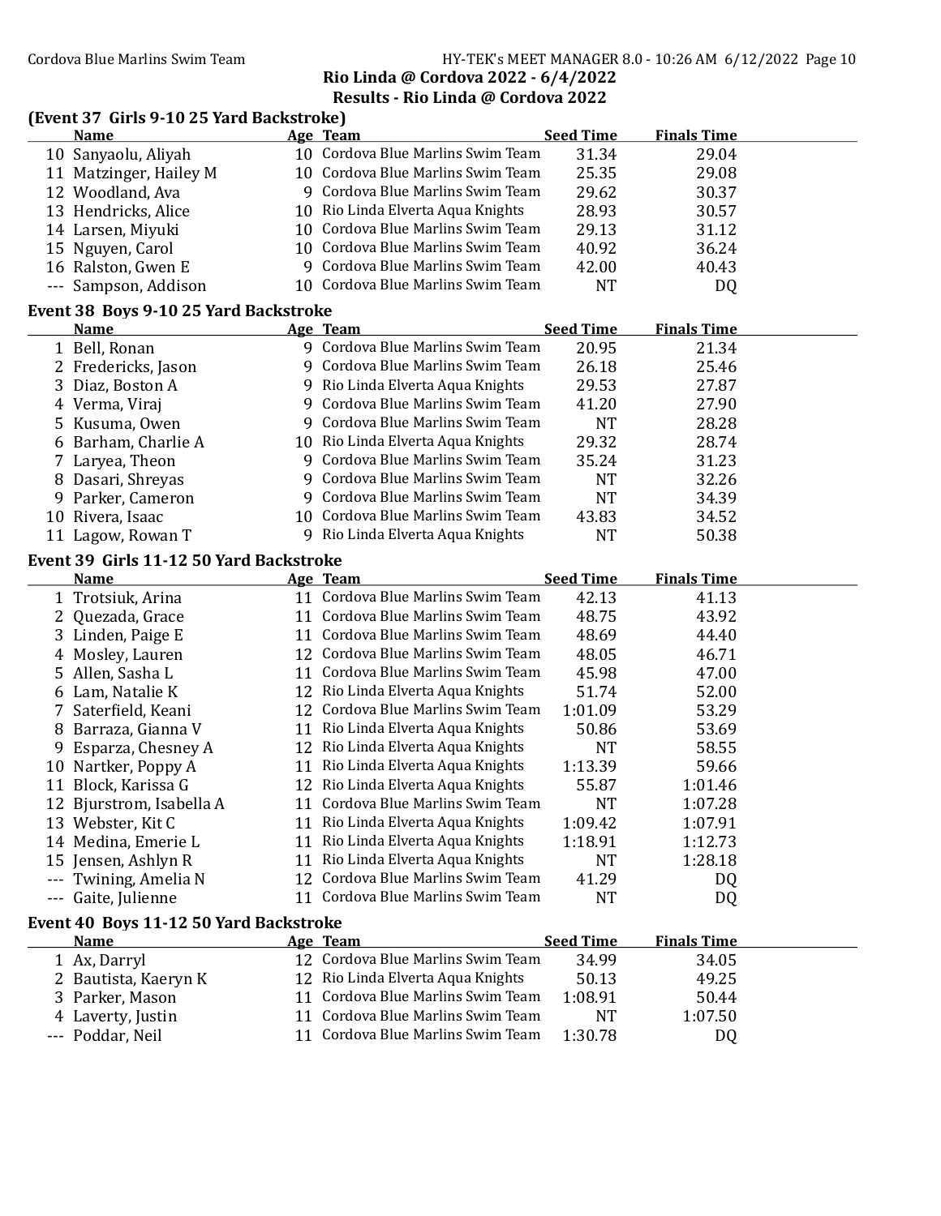## Rio Linda @ Cordova 2022 - 6/4/2022

## Results - Rio Linda @ Cordova 2022

### (Event 37 Girls 9-10 25 Yard Backstroke)

| | Name | Age | Team | Seed Time | Finals Time |
|---|---|---|---|---|---|
| 10 | Sanyaolu, Aliyah | 10 | Cordova Blue Marlins Swim Team | 31.34 | 29.04 |
| 11 | Matzinger, Hailey M | 10 | Cordova Blue Marlins Swim Team | 25.35 | 29.08 |
| 12 | Woodland, Ava | 9 | Cordova Blue Marlins Swim Team | 29.62 | 30.37 |
| 13 | Hendricks, Alice | 10 | Rio Linda Elverta Aqua Knights | 28.93 | 30.57 |
| 14 | Larsen, Miyuki | 10 | Cordova Blue Marlins Swim Team | 29.13 | 31.12 |
| 15 | Nguyen, Carol | 10 | Cordova Blue Marlins Swim Team | 40.92 | 36.24 |
| 16 | Ralston, Gwen E | 9 | Cordova Blue Marlins Swim Team | 42.00 | 40.43 |
| --- | Sampson, Addison | 10 | Cordova Blue Marlins Swim Team | NT | DQ |

### Event 38 Boys 9-10 25 Yard Backstroke

| | Name | Age | Team | Seed Time | Finals Time |
|---|---|---|---|---|---|
| 1 | Bell, Ronan | 9 | Cordova Blue Marlins Swim Team | 20.95 | 21.34 |
| 2 | Fredericks, Jason | 9 | Cordova Blue Marlins Swim Team | 26.18 | 25.46 |
| 3 | Diaz, Boston A | 9 | Rio Linda Elverta Aqua Knights | 29.53 | 27.87 |
| 4 | Verma, Viraj | 9 | Cordova Blue Marlins Swim Team | 41.20 | 27.90 |
| 5 | Kusuma, Owen | 9 | Cordova Blue Marlins Swim Team | NT | 28.28 |
| 6 | Barham, Charlie A | 10 | Rio Linda Elverta Aqua Knights | 29.32 | 28.74 |
| 7 | Laryea, Theon | 9 | Cordova Blue Marlins Swim Team | 35.24 | 31.23 |
| 8 | Dasari, Shreyas | 9 | Cordova Blue Marlins Swim Team | NT | 32.26 |
| 9 | Parker, Cameron | 9 | Cordova Blue Marlins Swim Team | NT | 34.39 |
| 10 | Rivera, Isaac | 10 | Cordova Blue Marlins Swim Team | 43.83 | 34.52 |
| 11 | Lagow, Rowan T | 9 | Rio Linda Elverta Aqua Knights | NT | 50.38 |

### Event 39 Girls 11-12 50 Yard Backstroke

| | Name | Age | Team | Seed Time | Finals Time |
|---|---|---|---|---|---|
| 1 | Trotsiuk, Arina | 11 | Cordova Blue Marlins Swim Team | 42.13 | 41.13 |
| 2 | Quezada, Grace | 11 | Cordova Blue Marlins Swim Team | 48.75 | 43.92 |
| 3 | Linden, Paige E | 11 | Cordova Blue Marlins Swim Team | 48.69 | 44.40 |
| 4 | Mosley, Lauren | 12 | Cordova Blue Marlins Swim Team | 48.05 | 46.71 |
| 5 | Allen, Sasha L | 11 | Cordova Blue Marlins Swim Team | 45.98 | 47.00 |
| 6 | Lam, Natalie K | 12 | Rio Linda Elverta Aqua Knights | 51.74 | 52.00 |
| 7 | Saterfield, Keani | 12 | Cordova Blue Marlins Swim Team | 1:01.09 | 53.29 |
| 8 | Barraza, Gianna V | 11 | Rio Linda Elverta Aqua Knights | 50.86 | 53.69 |
| 9 | Esparza, Chesney A | 12 | Rio Linda Elverta Aqua Knights | NT | 58.55 |
| 10 | Nartker, Poppy A | 11 | Rio Linda Elverta Aqua Knights | 1:13.39 | 59.66 |
| 11 | Block, Karissa G | 12 | Rio Linda Elverta Aqua Knights | 55.87 | 1:01.46 |
| 12 | Bjurstrom, Isabella A | 11 | Cordova Blue Marlins Swim Team | NT | 1:07.28 |
| 13 | Webster, Kit C | 11 | Rio Linda Elverta Aqua Knights | 1:09.42 | 1:07.91 |
| 14 | Medina, Emerie L | 11 | Rio Linda Elverta Aqua Knights | 1:18.91 | 1:12.73 |
| 15 | Jensen, Ashlyn R | 11 | Rio Linda Elverta Aqua Knights | NT | 1:28.18 |
| --- | Twining, Amelia N | 12 | Cordova Blue Marlins Swim Team | 41.29 | DQ |
| --- | Gaite, Julienne | 11 | Cordova Blue Marlins Swim Team | NT | DQ |

### Event 40 Boys 11-12 50 Yard Backstroke

| | Name | Age | Team | Seed Time | Finals Time |
|---|---|---|---|---|---|
| 1 | Ax, Darryl | 12 | Cordova Blue Marlins Swim Team | 34.99 | 34.05 |
| 2 | Bautista, Kaeryn K | 12 | Rio Linda Elverta Aqua Knights | 50.13 | 49.25 |
| 3 | Parker, Mason | 11 | Cordova Blue Marlins Swim Team | 1:08.91 | 50.44 |
| 4 | Laverty, Justin | 11 | Cordova Blue Marlins Swim Team | NT | 1:07.50 |
| --- | Poddar, Neil | 11 | Cordova Blue Marlins Swim Team | 1:30.78 | DQ |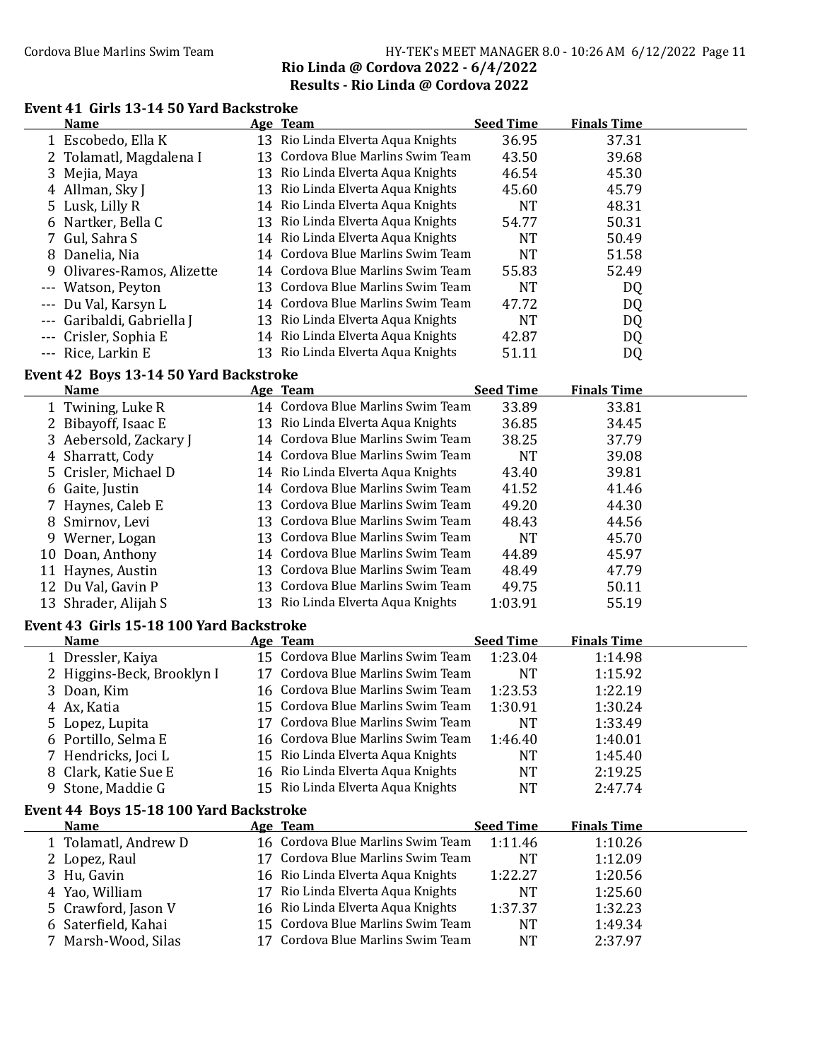## Rio Linda @ Cordova 2022 - 6/4/2022

## Results - Rio Linda @ Cordova 2022

### Event 41 Girls 13-14 50 Yard Backstroke

| | Name | Age | Team | Seed Time | Finals Time |
|---|---|---|---|---|---|
| 1 | Escobedo, Ella K | 13 | Rio Linda Elverta Aqua Knights | 36.95 | 37.31 |
| 2 | Tolamatl, Magdalena I | 13 | Cordova Blue Marlins Swim Team | 43.50 | 39.68 |
| 3 | Mejia, Maya | 13 | Rio Linda Elverta Aqua Knights | 46.54 | 45.30 |
| 4 | Allman, Sky J | 13 | Rio Linda Elverta Aqua Knights | 45.60 | 45.79 |
| 5 | Lusk, Lilly R | 14 | Rio Linda Elverta Aqua Knights | NT | 48.31 |
| 6 | Nartker, Bella C | 13 | Rio Linda Elverta Aqua Knights | 54.77 | 50.31 |
| 7 | Gul, Sahra S | 14 | Rio Linda Elverta Aqua Knights | NT | 50.49 |
| 8 | Danelia, Nia | 14 | Cordova Blue Marlins Swim Team | NT | 51.58 |
| 9 | Olivares-Ramos, Alizette | 14 | Cordova Blue Marlins Swim Team | 55.83 | 52.49 |
| --- | Watson, Peyton | 13 | Cordova Blue Marlins Swim Team | NT | DQ |
| --- | Du Val, Karsyn L | 14 | Cordova Blue Marlins Swim Team | 47.72 | DQ |
| --- | Garibaldi, Gabriella J | 13 | Rio Linda Elverta Aqua Knights | NT | DQ |
| --- | Crisler, Sophia E | 14 | Rio Linda Elverta Aqua Knights | 42.87 | DQ |
| --- | Rice, Larkin E | 13 | Rio Linda Elverta Aqua Knights | 51.11 | DQ |

### Event 42 Boys 13-14 50 Yard Backstroke

| | Name | Age | Team | Seed Time | Finals Time |
|---|---|---|---|---|---|
| 1 | Twining, Luke R | 14 | Cordova Blue Marlins Swim Team | 33.89 | 33.81 |
| 2 | Bibayoff, Isaac E | 13 | Rio Linda Elverta Aqua Knights | 36.85 | 34.45 |
| 3 | Aebersold, Zackary J | 14 | Cordova Blue Marlins Swim Team | 38.25 | 37.79 |
| 4 | Sharratt, Cody | 14 | Cordova Blue Marlins Swim Team | NT | 39.08 |
| 5 | Crisler, Michael D | 14 | Rio Linda Elverta Aqua Knights | 43.40 | 39.81 |
| 6 | Gaite, Justin | 14 | Cordova Blue Marlins Swim Team | 41.52 | 41.46 |
| 7 | Haynes, Caleb E | 13 | Cordova Blue Marlins Swim Team | 49.20 | 44.30 |
| 8 | Smirnov, Levi | 13 | Cordova Blue Marlins Swim Team | 48.43 | 44.56 |
| 9 | Werner, Logan | 13 | Cordova Blue Marlins Swim Team | NT | 45.70 |
| 10 | Doan, Anthony | 14 | Cordova Blue Marlins Swim Team | 44.89 | 45.97 |
| 11 | Haynes, Austin | 13 | Cordova Blue Marlins Swim Team | 48.49 | 47.79 |
| 12 | Du Val, Gavin P | 13 | Cordova Blue Marlins Swim Team | 49.75 | 50.11 |
| 13 | Shrader, Alijah S | 13 | Rio Linda Elverta Aqua Knights | 1:03.91 | 55.19 |

### Event 43 Girls 15-18 100 Yard Backstroke

| | Name | Age | Team | Seed Time | Finals Time |
|---|---|---|---|---|---|
| 1 | Dressler, Kaiya | 15 | Cordova Blue Marlins Swim Team | 1:23.04 | 1:14.98 |
| 2 | Higgins-Beck, Brooklyn I | 17 | Cordova Blue Marlins Swim Team | NT | 1:15.92 |
| 3 | Doan, Kim | 16 | Cordova Blue Marlins Swim Team | 1:23.53 | 1:22.19 |
| 4 | Ax, Katia | 15 | Cordova Blue Marlins Swim Team | 1:30.91 | 1:30.24 |
| 5 | Lopez, Lupita | 17 | Cordova Blue Marlins Swim Team | NT | 1:33.49 |
| 6 | Portillo, Selma E | 16 | Cordova Blue Marlins Swim Team | 1:46.40 | 1:40.01 |
| 7 | Hendricks, Joci L | 15 | Rio Linda Elverta Aqua Knights | NT | 1:45.40 |
| 8 | Clark, Katie Sue E | 16 | Rio Linda Elverta Aqua Knights | NT | 2:19.25 |
| 9 | Stone, Maddie G | 15 | Rio Linda Elverta Aqua Knights | NT | 2:47.74 |

### Event 44 Boys 15-18 100 Yard Backstroke

| | Name | Age | Team | Seed Time | Finals Time |
|---|---|---|---|---|---|
| 1 | Tolamatl, Andrew D | 16 | Cordova Blue Marlins Swim Team | 1:11.46 | 1:10.26 |
| 2 | Lopez, Raul | 17 | Cordova Blue Marlins Swim Team | NT | 1:12.09 |
| 3 | Hu, Gavin | 16 | Rio Linda Elverta Aqua Knights | 1:22.27 | 1:20.56 |
| 4 | Yao, William | 17 | Rio Linda Elverta Aqua Knights | NT | 1:25.60 |
| 5 | Crawford, Jason V | 16 | Rio Linda Elverta Aqua Knights | 1:37.37 | 1:32.23 |
| 6 | Saterfield, Kahai | 15 | Cordova Blue Marlins Swim Team | NT | 1:49.34 |
| 7 | Marsh-Wood, Silas | 17 | Cordova Blue Marlins Swim Team | NT | 2:37.97 |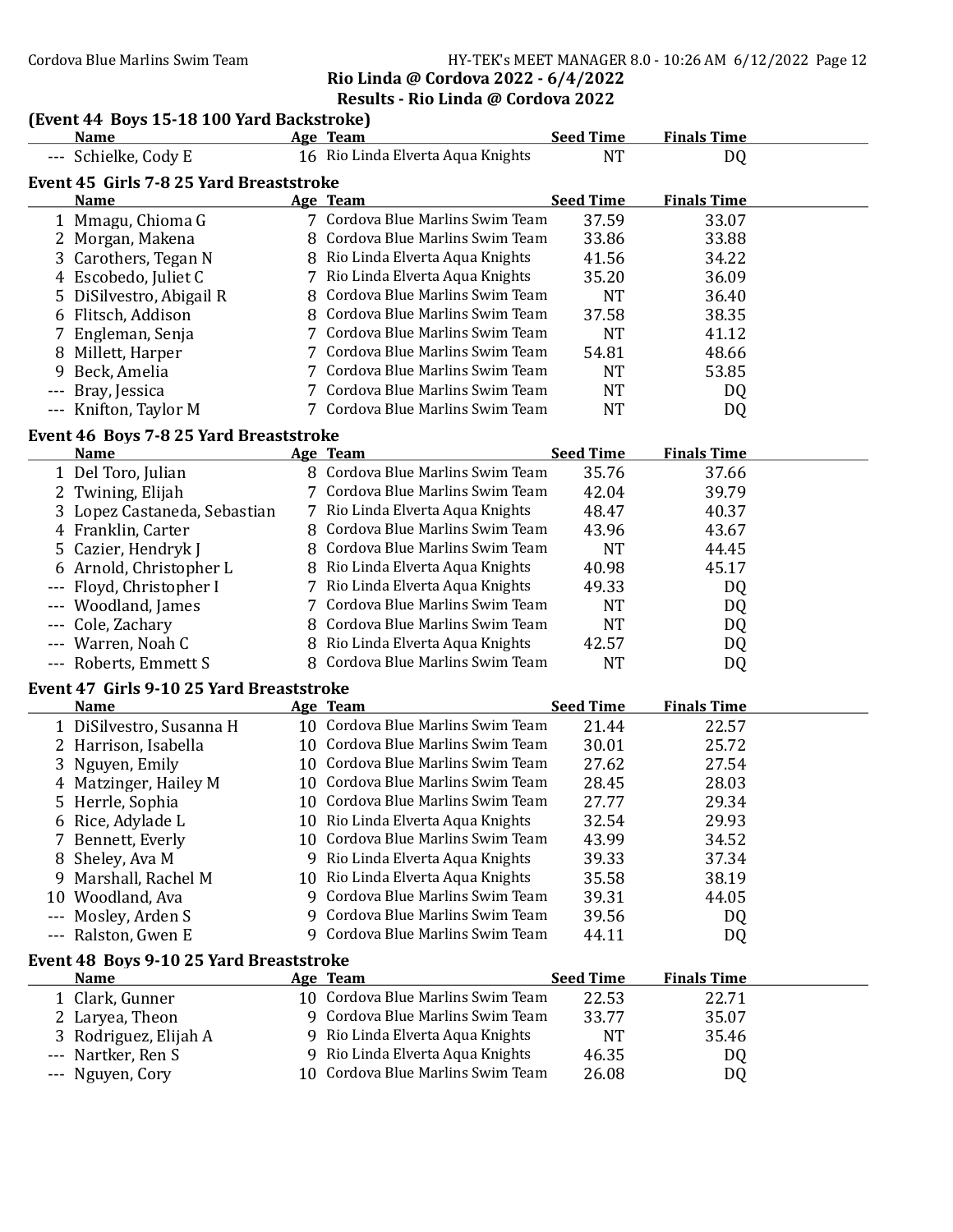## Rio Linda @ Cordova 2022 - 6/4/2022
## Results - Rio Linda @ Cordova 2022

### (Event 44 Boys 15-18 100 Yard Backstroke)

| | Name | Age | Team | Seed Time | Finals Time |
|---|---|---|---|---|---|
| --- | Schielke, Cody E | 16 | Rio Linda Elverta Aqua Knights | NT | DQ |

### Event 45 Girls 7-8 25 Yard Breaststroke

| | Name | Age | Team | Seed Time | Finals Time |
|---|---|---|---|---|---|
| 1 | Mmagu, Chioma G | 7 | Cordova Blue Marlins Swim Team | 37.59 | 33.07 |
| 2 | Morgan, Makena | 8 | Cordova Blue Marlins Swim Team | 33.86 | 33.88 |
| 3 | Carothers, Tegan N | 8 | Rio Linda Elverta Aqua Knights | 41.56 | 34.22 |
| 4 | Escobedo, Juliet C | 7 | Rio Linda Elverta Aqua Knights | 35.20 | 36.09 |
| 5 | DiSilvestro, Abigail R | 8 | Cordova Blue Marlins Swim Team | NT | 36.40 |
| 6 | Flitsch, Addison | 8 | Cordova Blue Marlins Swim Team | 37.58 | 38.35 |
| 7 | Engleman, Senja | 7 | Cordova Blue Marlins Swim Team | NT | 41.12 |
| 8 | Millett, Harper | 7 | Cordova Blue Marlins Swim Team | 54.81 | 48.66 |
| 9 | Beck, Amelia | 7 | Cordova Blue Marlins Swim Team | NT | 53.85 |
| --- | Bray, Jessica | 7 | Cordova Blue Marlins Swim Team | NT | DQ |
| --- | Knifton, Taylor M | 7 | Cordova Blue Marlins Swim Team | NT | DQ |

### Event 46 Boys 7-8 25 Yard Breaststroke

| | Name | Age | Team | Seed Time | Finals Time |
|---|---|---|---|---|---|
| 1 | Del Toro, Julian | 8 | Cordova Blue Marlins Swim Team | 35.76 | 37.66 |
| 2 | Twining, Elijah | 7 | Cordova Blue Marlins Swim Team | 42.04 | 39.79 |
| 3 | Lopez Castaneda, Sebastian | 7 | Rio Linda Elverta Aqua Knights | 48.47 | 40.37 |
| 4 | Franklin, Carter | 8 | Cordova Blue Marlins Swim Team | 43.96 | 43.67 |
| 5 | Cazier, Hendryk J | 8 | Cordova Blue Marlins Swim Team | NT | 44.45 |
| 6 | Arnold, Christopher L | 8 | Rio Linda Elverta Aqua Knights | 40.98 | 45.17 |
| --- | Floyd, Christopher I | 7 | Rio Linda Elverta Aqua Knights | 49.33 | DQ |
| --- | Woodland, James | 7 | Cordova Blue Marlins Swim Team | NT | DQ |
| --- | Cole, Zachary | 8 | Cordova Blue Marlins Swim Team | NT | DQ |
| --- | Warren, Noah C | 8 | Rio Linda Elverta Aqua Knights | 42.57 | DQ |
| --- | Roberts, Emmett S | 8 | Cordova Blue Marlins Swim Team | NT | DQ |

### Event 47 Girls 9-10 25 Yard Breaststroke

| | Name | Age | Team | Seed Time | Finals Time |
|---|---|---|---|---|---|
| 1 | DiSilvestro, Susanna H | 10 | Cordova Blue Marlins Swim Team | 21.44 | 22.57 |
| 2 | Harrison, Isabella | 10 | Cordova Blue Marlins Swim Team | 30.01 | 25.72 |
| 3 | Nguyen, Emily | 10 | Cordova Blue Marlins Swim Team | 27.62 | 27.54 |
| 4 | Matzinger, Hailey M | 10 | Cordova Blue Marlins Swim Team | 28.45 | 28.03 |
| 5 | Herrle, Sophia | 10 | Cordova Blue Marlins Swim Team | 27.77 | 29.34 |
| 6 | Rice, Adylade L | 10 | Rio Linda Elverta Aqua Knights | 32.54 | 29.93 |
| 7 | Bennett, Everly | 10 | Cordova Blue Marlins Swim Team | 43.99 | 34.52 |
| 8 | Sheley, Ava M | 9 | Rio Linda Elverta Aqua Knights | 39.33 | 37.34 |
| 9 | Marshall, Rachel M | 10 | Rio Linda Elverta Aqua Knights | 35.58 | 38.19 |
| 10 | Woodland, Ava | 9 | Cordova Blue Marlins Swim Team | 39.31 | 44.05 |
| --- | Mosley, Arden S | 9 | Cordova Blue Marlins Swim Team | 39.56 | DQ |
| --- | Ralston, Gwen E | 9 | Cordova Blue Marlins Swim Team | 44.11 | DQ |

### Event 48 Boys 9-10 25 Yard Breaststroke

| | Name | Age | Team | Seed Time | Finals Time |
|---|---|---|---|---|---|
| 1 | Clark, Gunner | 10 | Cordova Blue Marlins Swim Team | 22.53 | 22.71 |
| 2 | Laryea, Theon | 9 | Cordova Blue Marlins Swim Team | 33.77 | 35.07 |
| 3 | Rodriguez, Elijah A | 9 | Rio Linda Elverta Aqua Knights | NT | 35.46 |
| --- | Nartker, Ren S | 9 | Rio Linda Elverta Aqua Knights | 46.35 | DQ |
| --- | Nguyen, Cory | 10 | Cordova Blue Marlins Swim Team | 26.08 | DQ |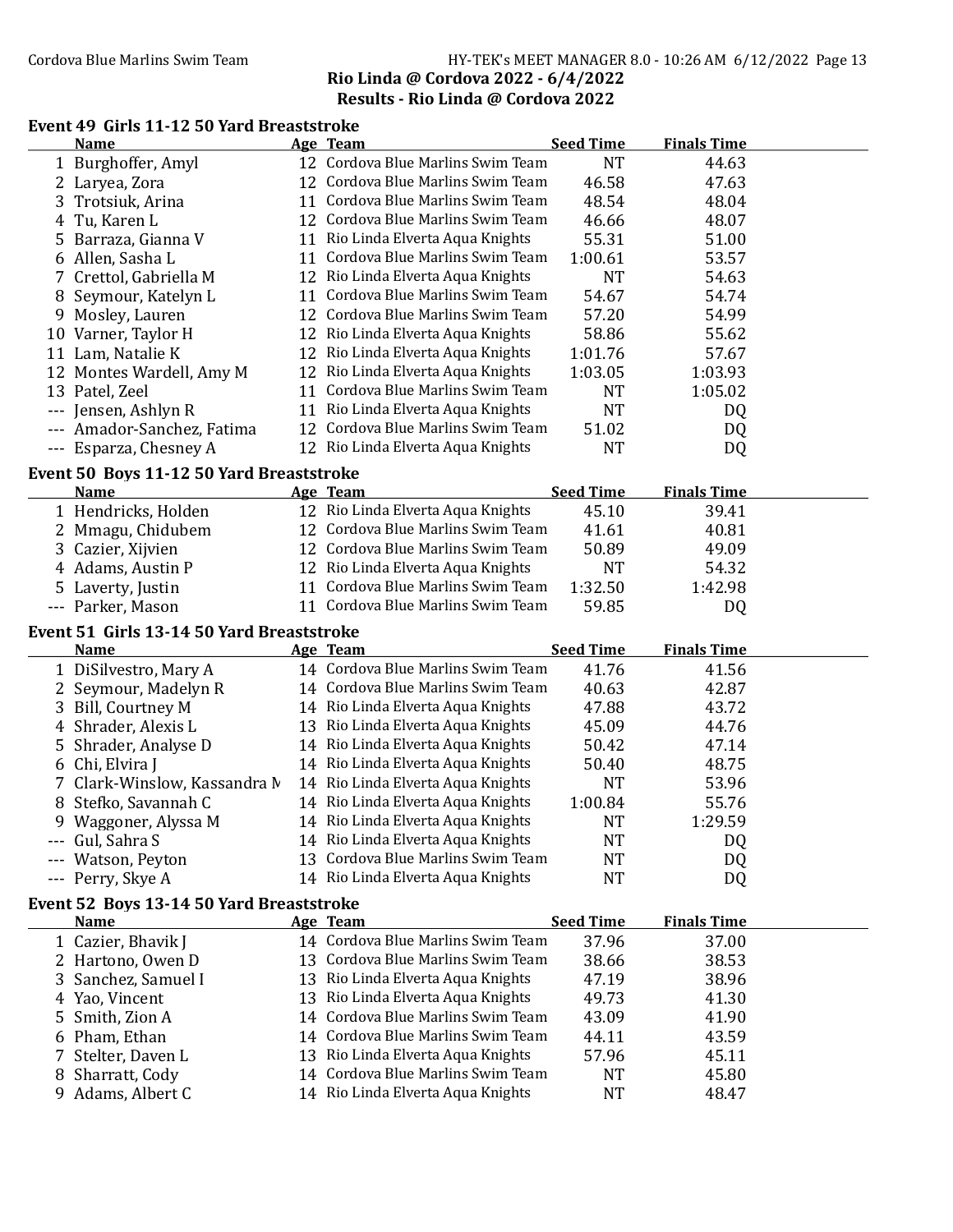## Rio Linda @ Cordova 2022 - 6/4/2022
## Results - Rio Linda @ Cordova 2022

### Event 49 Girls 11-12 50 Yard Breaststroke

| | Name | Age | Team | Seed Time | Finals Time |
|---|---|---|---|---|---|
| 1 | Burghoffer, Amyl | 12 | Cordova Blue Marlins Swim Team | NT | 44.63 |
| 2 | Laryea, Zora | 12 | Cordova Blue Marlins Swim Team | 46.58 | 47.63 |
| 3 | Trotsiuk, Arina | 11 | Cordova Blue Marlins Swim Team | 48.54 | 48.04 |
| 4 | Tu, Karen L | 12 | Cordova Blue Marlins Swim Team | 46.66 | 48.07 |
| 5 | Barraza, Gianna V | 11 | Rio Linda Elverta Aqua Knights | 55.31 | 51.00 |
| 6 | Allen, Sasha L | 11 | Cordova Blue Marlins Swim Team | 1:00.61 | 53.57 |
| 7 | Crettol, Gabriella M | 12 | Rio Linda Elverta Aqua Knights | NT | 54.63 |
| 8 | Seymour, Katelyn L | 11 | Cordova Blue Marlins Swim Team | 54.67 | 54.74 |
| 9 | Mosley, Lauren | 12 | Cordova Blue Marlins Swim Team | 57.20 | 54.99 |
| 10 | Varner, Taylor H | 12 | Rio Linda Elverta Aqua Knights | 58.86 | 55.62 |
| 11 | Lam, Natalie K | 12 | Rio Linda Elverta Aqua Knights | 1:01.76 | 57.67 |
| 12 | Montes Wardell, Amy M | 12 | Rio Linda Elverta Aqua Knights | 1:03.05 | 1:03.93 |
| 13 | Patel, Zeel | 11 | Cordova Blue Marlins Swim Team | NT | 1:05.02 |
| --- | Jensen, Ashlyn R | 11 | Rio Linda Elverta Aqua Knights | NT | DQ |
| --- | Amador-Sanchez, Fatima | 12 | Cordova Blue Marlins Swim Team | 51.02 | DQ |
| --- | Esparza, Chesney A | 12 | Rio Linda Elverta Aqua Knights | NT | DQ |

### Event 50 Boys 11-12 50 Yard Breaststroke

| | Name | Age | Team | Seed Time | Finals Time |
|---|---|---|---|---|---|
| 1 | Hendricks, Holden | 12 | Rio Linda Elverta Aqua Knights | 45.10 | 39.41 |
| 2 | Mmagu, Chidubem | 12 | Cordova Blue Marlins Swim Team | 41.61 | 40.81 |
| 3 | Cazier, Xijvien | 12 | Cordova Blue Marlins Swim Team | 50.89 | 49.09 |
| 4 | Adams, Austin P | 12 | Rio Linda Elverta Aqua Knights | NT | 54.32 |
| 5 | Laverty, Justin | 11 | Cordova Blue Marlins Swim Team | 1:32.50 | 1:42.98 |
| --- | Parker, Mason | 11 | Cordova Blue Marlins Swim Team | 59.85 | DQ |

### Event 51 Girls 13-14 50 Yard Breaststroke

| | Name | Age | Team | Seed Time | Finals Time |
|---|---|---|---|---|---|
| 1 | DiSilvestro, Mary A | 14 | Cordova Blue Marlins Swim Team | 41.76 | 41.56 |
| 2 | Seymour, Madelyn R | 14 | Cordova Blue Marlins Swim Team | 40.63 | 42.87 |
| 3 | Bill, Courtney M | 14 | Rio Linda Elverta Aqua Knights | 47.88 | 43.72 |
| 4 | Shrader, Alexis L | 13 | Rio Linda Elverta Aqua Knights | 45.09 | 44.76 |
| 5 | Shrader, Analyse D | 14 | Rio Linda Elverta Aqua Knights | 50.42 | 47.14 |
| 6 | Chi, Elvira J | 14 | Rio Linda Elverta Aqua Knights | 50.40 | 48.75 |
| 7 | Clark-Winslow, Kassandra M | 14 | Rio Linda Elverta Aqua Knights | NT | 53.96 |
| 8 | Stefko, Savannah C | 14 | Rio Linda Elverta Aqua Knights | 1:00.84 | 55.76 |
| 9 | Waggoner, Alyssa M | 14 | Rio Linda Elverta Aqua Knights | NT | 1:29.59 |
| --- | Gul, Sahra S | 14 | Rio Linda Elverta Aqua Knights | NT | DQ |
| --- | Watson, Peyton | 13 | Cordova Blue Marlins Swim Team | NT | DQ |
| --- | Perry, Skye A | 14 | Rio Linda Elverta Aqua Knights | NT | DQ |

### Event 52 Boys 13-14 50 Yard Breaststroke

| | Name | Age | Team | Seed Time | Finals Time |
|---|---|---|---|---|---|
| 1 | Cazier, Bhavik J | 14 | Cordova Blue Marlins Swim Team | 37.96 | 37.00 |
| 2 | Hartono, Owen D | 13 | Cordova Blue Marlins Swim Team | 38.66 | 38.53 |
| 3 | Sanchez, Samuel I | 13 | Rio Linda Elverta Aqua Knights | 47.19 | 38.96 |
| 4 | Yao, Vincent | 13 | Rio Linda Elverta Aqua Knights | 49.73 | 41.30 |
| 5 | Smith, Zion A | 14 | Cordova Blue Marlins Swim Team | 43.09 | 41.90 |
| 6 | Pham, Ethan | 14 | Cordova Blue Marlins Swim Team | 44.11 | 43.59 |
| 7 | Stelter, Daven L | 13 | Rio Linda Elverta Aqua Knights | 57.96 | 45.11 |
| 8 | Sharratt, Cody | 14 | Cordova Blue Marlins Swim Team | NT | 45.80 |
| 9 | Adams, Albert C | 14 | Rio Linda Elverta Aqua Knights | NT | 48.47 |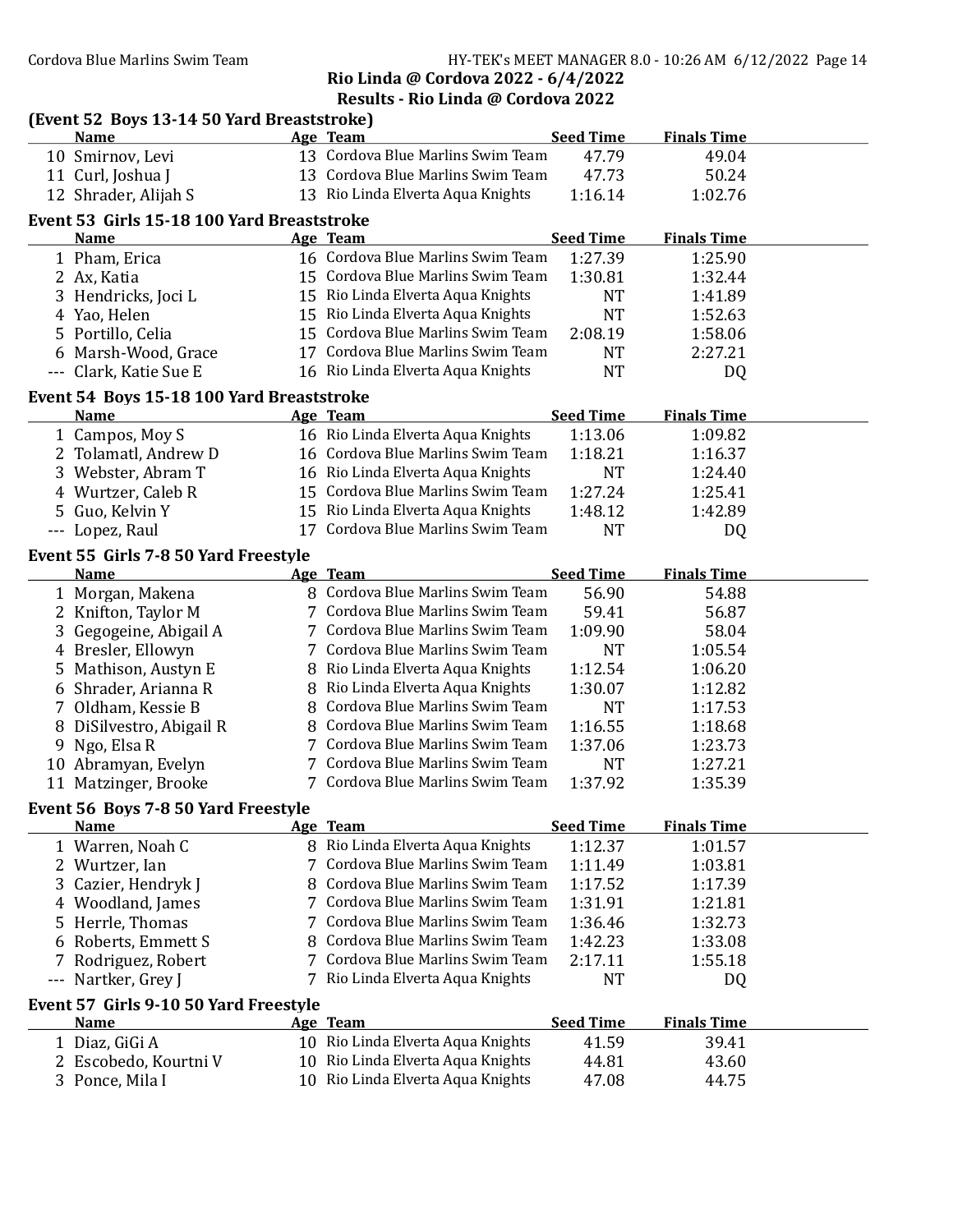## Rio Linda @ Cordova 2022 - 6/4/2022

## Results - Rio Linda @ Cordova 2022

### (Event 52 Boys 13-14 50 Yard Breaststroke)

| | Name | Age | Team | Seed Time | Finals Time |
|---|---|---|---|---|---|
| 10 | Smirnov, Levi | 13 | Cordova Blue Marlins Swim Team | 47.79 | 49.04 |
| 11 | Curl, Joshua J | 13 | Cordova Blue Marlins Swim Team | 47.73 | 50.24 |
| 12 | Shrader, Alijah S | 13 | Rio Linda Elverta Aqua Knights | 1:16.14 | 1:02.76 |

### Event 53 Girls 15-18 100 Yard Breaststroke

| | Name | Age | Team | Seed Time | Finals Time |
|---|---|---|---|---|---|
| 1 | Pham, Erica | 16 | Cordova Blue Marlins Swim Team | 1:27.39 | 1:25.90 |
| 2 | Ax, Katia | 15 | Cordova Blue Marlins Swim Team | 1:30.81 | 1:32.44 |
| 3 | Hendricks, Joci L | 15 | Rio Linda Elverta Aqua Knights | NT | 1:41.89 |
| 4 | Yao, Helen | 15 | Rio Linda Elverta Aqua Knights | NT | 1:52.63 |
| 5 | Portillo, Celia | 15 | Cordova Blue Marlins Swim Team | 2:08.19 | 1:58.06 |
| 6 | Marsh-Wood, Grace | 17 | Cordova Blue Marlins Swim Team | NT | 2:27.21 |
| --- | Clark, Katie Sue E | 16 | Rio Linda Elverta Aqua Knights | NT | DQ |

### Event 54 Boys 15-18 100 Yard Breaststroke

| | Name | Age | Team | Seed Time | Finals Time |
|---|---|---|---|---|---|
| 1 | Campos, Moy S | 16 | Rio Linda Elverta Aqua Knights | 1:13.06 | 1:09.82 |
| 2 | Tolamatl, Andrew D | 16 | Cordova Blue Marlins Swim Team | 1:18.21 | 1:16.37 |
| 3 | Webster, Abram T | 16 | Rio Linda Elverta Aqua Knights | NT | 1:24.40 |
| 4 | Wurtzer, Caleb R | 15 | Cordova Blue Marlins Swim Team | 1:27.24 | 1:25.41 |
| 5 | Guo, Kelvin Y | 15 | Rio Linda Elverta Aqua Knights | 1:48.12 | 1:42.89 |
| --- | Lopez, Raul | 17 | Cordova Blue Marlins Swim Team | NT | DQ |

### Event 55 Girls 7-8 50 Yard Freestyle

| | Name | Age | Team | Seed Time | Finals Time |
|---|---|---|---|---|---|
| 1 | Morgan, Makena | 8 | Cordova Blue Marlins Swim Team | 56.90 | 54.88 |
| 2 | Knifton, Taylor M | 7 | Cordova Blue Marlins Swim Team | 59.41 | 56.87 |
| 3 | Gegogeine, Abigail A | 7 | Cordova Blue Marlins Swim Team | 1:09.90 | 58.04 |
| 4 | Bresler, Ellowyn | 7 | Cordova Blue Marlins Swim Team | NT | 1:05.54 |
| 5 | Mathison, Austyn E | 8 | Rio Linda Elverta Aqua Knights | 1:12.54 | 1:06.20 |
| 6 | Shrader, Arianna R | 8 | Rio Linda Elverta Aqua Knights | 1:30.07 | 1:12.82 |
| 7 | Oldham, Kessie B | 8 | Cordova Blue Marlins Swim Team | NT | 1:17.53 |
| 8 | DiSilvestro, Abigail R | 8 | Cordova Blue Marlins Swim Team | 1:16.55 | 1:18.68 |
| 9 | Ngo, Elsa R | 7 | Cordova Blue Marlins Swim Team | 1:37.06 | 1:23.73 |
| 10 | Abramyan, Evelyn | 7 | Cordova Blue Marlins Swim Team | NT | 1:27.21 |
| 11 | Matzinger, Brooke | 7 | Cordova Blue Marlins Swim Team | 1:37.92 | 1:35.39 |

### Event 56 Boys 7-8 50 Yard Freestyle

| | Name | Age | Team | Seed Time | Finals Time |
|---|---|---|---|---|---|
| 1 | Warren, Noah C | 8 | Rio Linda Elverta Aqua Knights | 1:12.37 | 1:01.57 |
| 2 | Wurtzer, Ian | 7 | Cordova Blue Marlins Swim Team | 1:11.49 | 1:03.81 |
| 3 | Cazier, Hendryk J | 8 | Cordova Blue Marlins Swim Team | 1:17.52 | 1:17.39 |
| 4 | Woodland, James | 7 | Cordova Blue Marlins Swim Team | 1:31.91 | 1:21.81 |
| 5 | Herrle, Thomas | 7 | Cordova Blue Marlins Swim Team | 1:36.46 | 1:32.73 |
| 6 | Roberts, Emmett S | 8 | Cordova Blue Marlins Swim Team | 1:42.23 | 1:33.08 |
| 7 | Rodriguez, Robert | 7 | Cordova Blue Marlins Swim Team | 2:17.11 | 1:55.18 |
| --- | Nartker, Grey J | 7 | Rio Linda Elverta Aqua Knights | NT | DQ |

### Event 57 Girls 9-10 50 Yard Freestyle

| | Name | Age | Team | Seed Time | Finals Time |
|---|---|---|---|---|---|
| 1 | Diaz, GiGi A | 10 | Rio Linda Elverta Aqua Knights | 41.59 | 39.41 |
| 2 | Escobedo, Kourtni V | 10 | Rio Linda Elverta Aqua Knights | 44.81 | 43.60 |
| 3 | Ponce, Mila I | 10 | Rio Linda Elverta Aqua Knights | 47.08 | 44.75 |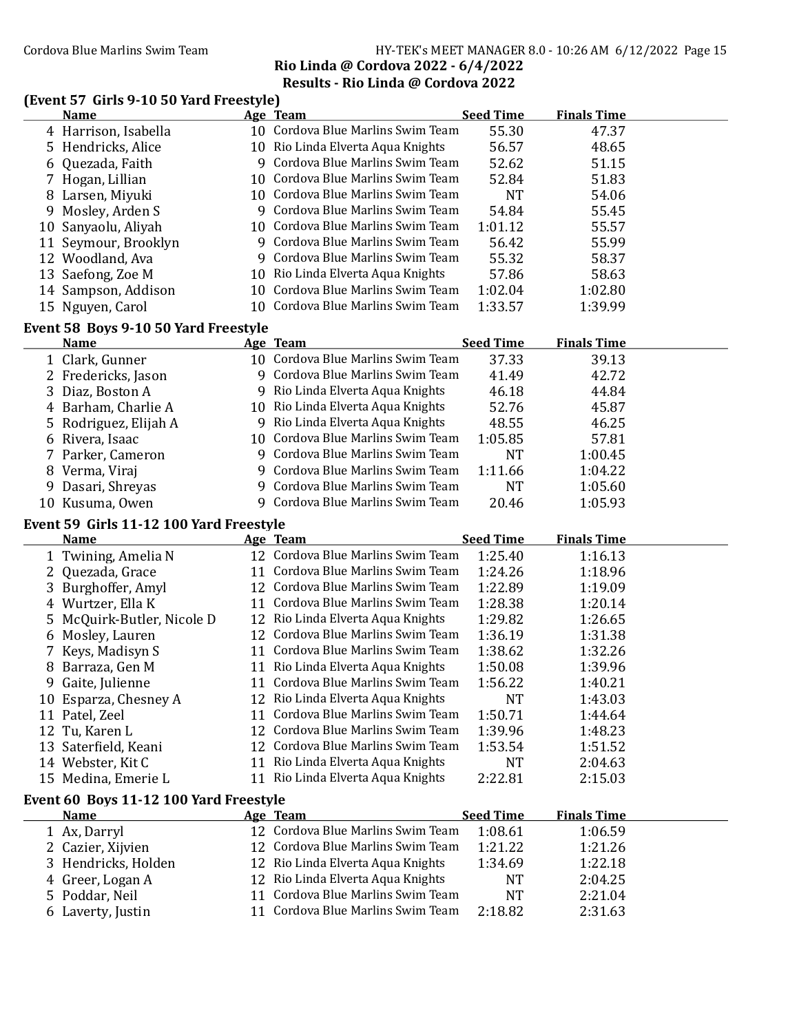## Rio Linda @ Cordova 2022 - 6/4/2022

## Results - Rio Linda @ Cordova 2022

### (Event 57 Girls 9-10 50 Yard Freestyle)

| | Name | Age | Team | Seed Time | Finals Time |
|---|---|---|---|---|---|
| 4 | Harrison, Isabella | 10 | Cordova Blue Marlins Swim Team | 55.30 | 47.37 |
| 5 | Hendricks, Alice | 10 | Rio Linda Elverta Aqua Knights | 56.57 | 48.65 |
| 6 | Quezada, Faith | 9 | Cordova Blue Marlins Swim Team | 52.62 | 51.15 |
| 7 | Hogan, Lillian | 10 | Cordova Blue Marlins Swim Team | 52.84 | 51.83 |
| 8 | Larsen, Miyuki | 10 | Cordova Blue Marlins Swim Team | NT | 54.06 |
| 9 | Mosley, Arden S | 9 | Cordova Blue Marlins Swim Team | 54.84 | 55.45 |
| 10 | Sanyaolu, Aliyah | 10 | Cordova Blue Marlins Swim Team | 1:01.12 | 55.57 |
| 11 | Seymour, Brooklyn | 9 | Cordova Blue Marlins Swim Team | 56.42 | 55.99 |
| 12 | Woodland, Ava | 9 | Cordova Blue Marlins Swim Team | 55.32 | 58.37 |
| 13 | Saefong, Zoe M | 10 | Rio Linda Elverta Aqua Knights | 57.86 | 58.63 |
| 14 | Sampson, Addison | 10 | Cordova Blue Marlins Swim Team | 1:02.04 | 1:02.80 |
| 15 | Nguyen, Carol | 10 | Cordova Blue Marlins Swim Team | 1:33.57 | 1:39.99 |

### Event 58 Boys 9-10 50 Yard Freestyle

| | Name | Age | Team | Seed Time | Finals Time |
|---|---|---|---|---|---|
| 1 | Clark, Gunner | 10 | Cordova Blue Marlins Swim Team | 37.33 | 39.13 |
| 2 | Fredericks, Jason | 9 | Cordova Blue Marlins Swim Team | 41.49 | 42.72 |
| 3 | Diaz, Boston A | 9 | Rio Linda Elverta Aqua Knights | 46.18 | 44.84 |
| 4 | Barham, Charlie A | 10 | Rio Linda Elverta Aqua Knights | 52.76 | 45.87 |
| 5 | Rodriguez, Elijah A | 9 | Rio Linda Elverta Aqua Knights | 48.55 | 46.25 |
| 6 | Rivera, Isaac | 10 | Cordova Blue Marlins Swim Team | 1:05.85 | 57.81 |
| 7 | Parker, Cameron | 9 | Cordova Blue Marlins Swim Team | NT | 1:00.45 |
| 8 | Verma, Viraj | 9 | Cordova Blue Marlins Swim Team | 1:11.66 | 1:04.22 |
| 9 | Dasari, Shreyas | 9 | Cordova Blue Marlins Swim Team | NT | 1:05.60 |
| 10 | Kusuma, Owen | 9 | Cordova Blue Marlins Swim Team | 20.46 | 1:05.93 |

### Event 59 Girls 11-12 100 Yard Freestyle

| | Name | Age | Team | Seed Time | Finals Time |
|---|---|---|---|---|---|
| 1 | Twining, Amelia N | 12 | Cordova Blue Marlins Swim Team | 1:25.40 | 1:16.13 |
| 2 | Quezada, Grace | 11 | Cordova Blue Marlins Swim Team | 1:24.26 | 1:18.96 |
| 3 | Burghoffer, Amyl | 12 | Cordova Blue Marlins Swim Team | 1:22.89 | 1:19.09 |
| 4 | Wurtzer, Ella K | 11 | Cordova Blue Marlins Swim Team | 1:28.38 | 1:20.14 |
| 5 | McQuirk-Butler, Nicole D | 12 | Rio Linda Elverta Aqua Knights | 1:29.82 | 1:26.65 |
| 6 | Mosley, Lauren | 12 | Cordova Blue Marlins Swim Team | 1:36.19 | 1:31.38 |
| 7 | Keys, Madisyn S | 11 | Cordova Blue Marlins Swim Team | 1:38.62 | 1:32.26 |
| 8 | Barraza, Gen M | 11 | Rio Linda Elverta Aqua Knights | 1:50.08 | 1:39.96 |
| 9 | Gaite, Julienne | 11 | Cordova Blue Marlins Swim Team | 1:56.22 | 1:40.21 |
| 10 | Esparza, Chesney A | 12 | Rio Linda Elverta Aqua Knights | NT | 1:43.03 |
| 11 | Patel, Zeel | 11 | Cordova Blue Marlins Swim Team | 1:50.71 | 1:44.64 |
| 12 | Tu, Karen L | 12 | Cordova Blue Marlins Swim Team | 1:39.96 | 1:48.23 |
| 13 | Saterfield, Keani | 12 | Cordova Blue Marlins Swim Team | 1:53.54 | 1:51.52 |
| 14 | Webster, Kit C | 11 | Rio Linda Elverta Aqua Knights | NT | 2:04.63 |
| 15 | Medina, Emerie L | 11 | Rio Linda Elverta Aqua Knights | 2:22.81 | 2:15.03 |

### Event 60 Boys 11-12 100 Yard Freestyle

| | Name | Age | Team | Seed Time | Finals Time |
|---|---|---|---|---|---|
| 1 | Ax, Darryl | 12 | Cordova Blue Marlins Swim Team | 1:08.61 | 1:06.59 |
| 2 | Cazier, Xijvien | 12 | Cordova Blue Marlins Swim Team | 1:21.22 | 1:21.26 |
| 3 | Hendricks, Holden | 12 | Rio Linda Elverta Aqua Knights | 1:34.69 | 1:22.18 |
| 4 | Greer, Logan A | 12 | Rio Linda Elverta Aqua Knights | NT | 2:04.25 |
| 5 | Poddar, Neil | 11 | Cordova Blue Marlins Swim Team | NT | 2:21.04 |
| 6 | Laverty, Justin | 11 | Cordova Blue Marlins Swim Team | 2:18.82 | 2:31.63 |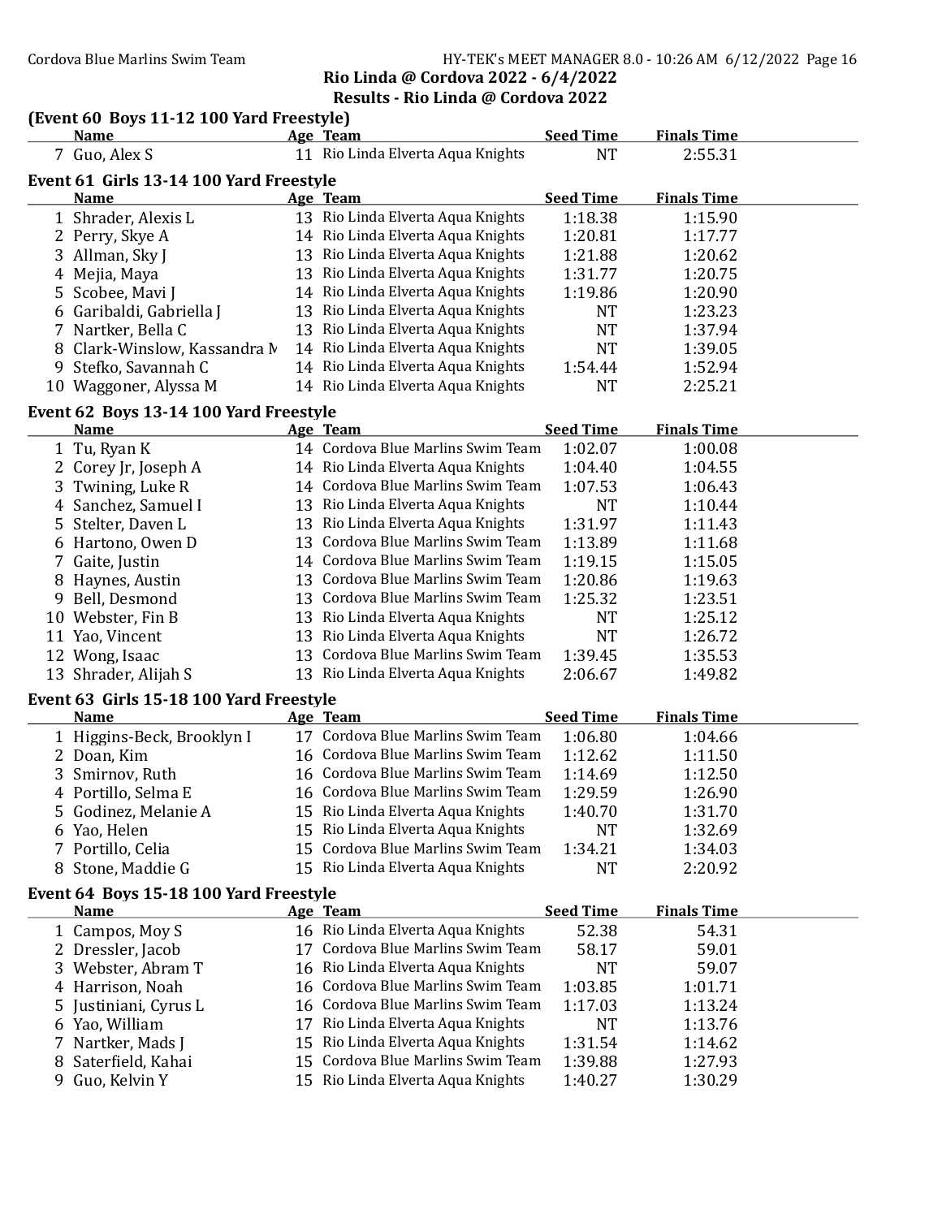## Rio Linda @ Cordova 2022 - 6/4/2022
## Results - Rio Linda @ Cordova 2022

### (Event 60 Boys 11-12 100 Yard Freestyle)

| | Name | Age | Team | Seed Time | Finals Time |
|---|---|---|---|---|---|
| 7 | Guo, Alex S | 11 | Rio Linda Elverta Aqua Knights | NT | 2:55.31 |

### Event 61 Girls 13-14 100 Yard Freestyle

| | Name | Age | Team | Seed Time | Finals Time |
|---|---|---|---|---|---|
| 1 | Shrader, Alexis L | 13 | Rio Linda Elverta Aqua Knights | 1:18.38 | 1:15.90 |
| 2 | Perry, Skye A | 14 | Rio Linda Elverta Aqua Knights | 1:20.81 | 1:17.77 |
| 3 | Allman, Sky J | 13 | Rio Linda Elverta Aqua Knights | 1:21.88 | 1:20.62 |
| 4 | Mejia, Maya | 13 | Rio Linda Elverta Aqua Knights | 1:31.77 | 1:20.75 |
| 5 | Scobee, Mavi J | 14 | Rio Linda Elverta Aqua Knights | 1:19.86 | 1:20.90 |
| 6 | Garibaldi, Gabriella J | 13 | Rio Linda Elverta Aqua Knights | NT | 1:23.23 |
| 7 | Nartker, Bella C | 13 | Rio Linda Elverta Aqua Knights | NT | 1:37.94 |
| 8 | Clark-Winslow, Kassandra M | 14 | Rio Linda Elverta Aqua Knights | NT | 1:39.05 |
| 9 | Stefko, Savannah C | 14 | Rio Linda Elverta Aqua Knights | 1:54.44 | 1:52.94 |
| 10 | Waggoner, Alyssa M | 14 | Rio Linda Elverta Aqua Knights | NT | 2:25.21 |

### Event 62 Boys 13-14 100 Yard Freestyle

| | Name | Age | Team | Seed Time | Finals Time |
|---|---|---|---|---|---|
| 1 | Tu, Ryan K | 14 | Cordova Blue Marlins Swim Team | 1:02.07 | 1:00.08 |
| 2 | Corey Jr, Joseph A | 14 | Rio Linda Elverta Aqua Knights | 1:04.40 | 1:04.55 |
| 3 | Twining, Luke R | 14 | Cordova Blue Marlins Swim Team | 1:07.53 | 1:06.43 |
| 4 | Sanchez, Samuel I | 13 | Rio Linda Elverta Aqua Knights | NT | 1:10.44 |
| 5 | Stelter, Daven L | 13 | Rio Linda Elverta Aqua Knights | 1:31.97 | 1:11.43 |
| 6 | Hartono, Owen D | 13 | Cordova Blue Marlins Swim Team | 1:13.89 | 1:11.68 |
| 7 | Gaite, Justin | 14 | Cordova Blue Marlins Swim Team | 1:19.15 | 1:15.05 |
| 8 | Haynes, Austin | 13 | Cordova Blue Marlins Swim Team | 1:20.86 | 1:19.63 |
| 9 | Bell, Desmond | 13 | Cordova Blue Marlins Swim Team | 1:25.32 | 1:23.51 |
| 10 | Webster, Fin B | 13 | Rio Linda Elverta Aqua Knights | NT | 1:25.12 |
| 11 | Yao, Vincent | 13 | Rio Linda Elverta Aqua Knights | NT | 1:26.72 |
| 12 | Wong, Isaac | 13 | Cordova Blue Marlins Swim Team | 1:39.45 | 1:35.53 |
| 13 | Shrader, Alijah S | 13 | Rio Linda Elverta Aqua Knights | 2:06.67 | 1:49.82 |

### Event 63 Girls 15-18 100 Yard Freestyle

| | Name | Age | Team | Seed Time | Finals Time |
|---|---|---|---|---|---|
| 1 | Higgins-Beck, Brooklyn I | 17 | Cordova Blue Marlins Swim Team | 1:06.80 | 1:04.66 |
| 2 | Doan, Kim | 16 | Cordova Blue Marlins Swim Team | 1:12.62 | 1:11.50 |
| 3 | Smirnov, Ruth | 16 | Cordova Blue Marlins Swim Team | 1:14.69 | 1:12.50 |
| 4 | Portillo, Selma E | 16 | Cordova Blue Marlins Swim Team | 1:29.59 | 1:26.90 |
| 5 | Godinez, Melanie A | 15 | Rio Linda Elverta Aqua Knights | 1:40.70 | 1:31.70 |
| 6 | Yao, Helen | 15 | Rio Linda Elverta Aqua Knights | NT | 1:32.69 |
| 7 | Portillo, Celia | 15 | Cordova Blue Marlins Swim Team | 1:34.21 | 1:34.03 |
| 8 | Stone, Maddie G | 15 | Rio Linda Elverta Aqua Knights | NT | 2:20.92 |

### Event 64 Boys 15-18 100 Yard Freestyle

| | Name | Age | Team | Seed Time | Finals Time |
|---|---|---|---|---|---|
| 1 | Campos, Moy S | 16 | Rio Linda Elverta Aqua Knights | 52.38 | 54.31 |
| 2 | Dressler, Jacob | 17 | Cordova Blue Marlins Swim Team | 58.17 | 59.01 |
| 3 | Webster, Abram T | 16 | Rio Linda Elverta Aqua Knights | NT | 59.07 |
| 4 | Harrison, Noah | 16 | Cordova Blue Marlins Swim Team | 1:03.85 | 1:01.71 |
| 5 | Justiniani, Cyrus L | 16 | Cordova Blue Marlins Swim Team | 1:17.03 | 1:13.24 |
| 6 | Yao, William | 17 | Rio Linda Elverta Aqua Knights | NT | 1:13.76 |
| 7 | Nartker, Mads J | 15 | Rio Linda Elverta Aqua Knights | 1:31.54 | 1:14.62 |
| 8 | Saterfield, Kahai | 15 | Cordova Blue Marlins Swim Team | 1:39.88 | 1:27.93 |
| 9 | Guo, Kelvin Y | 15 | Rio Linda Elverta Aqua Knights | 1:40.27 | 1:30.29 |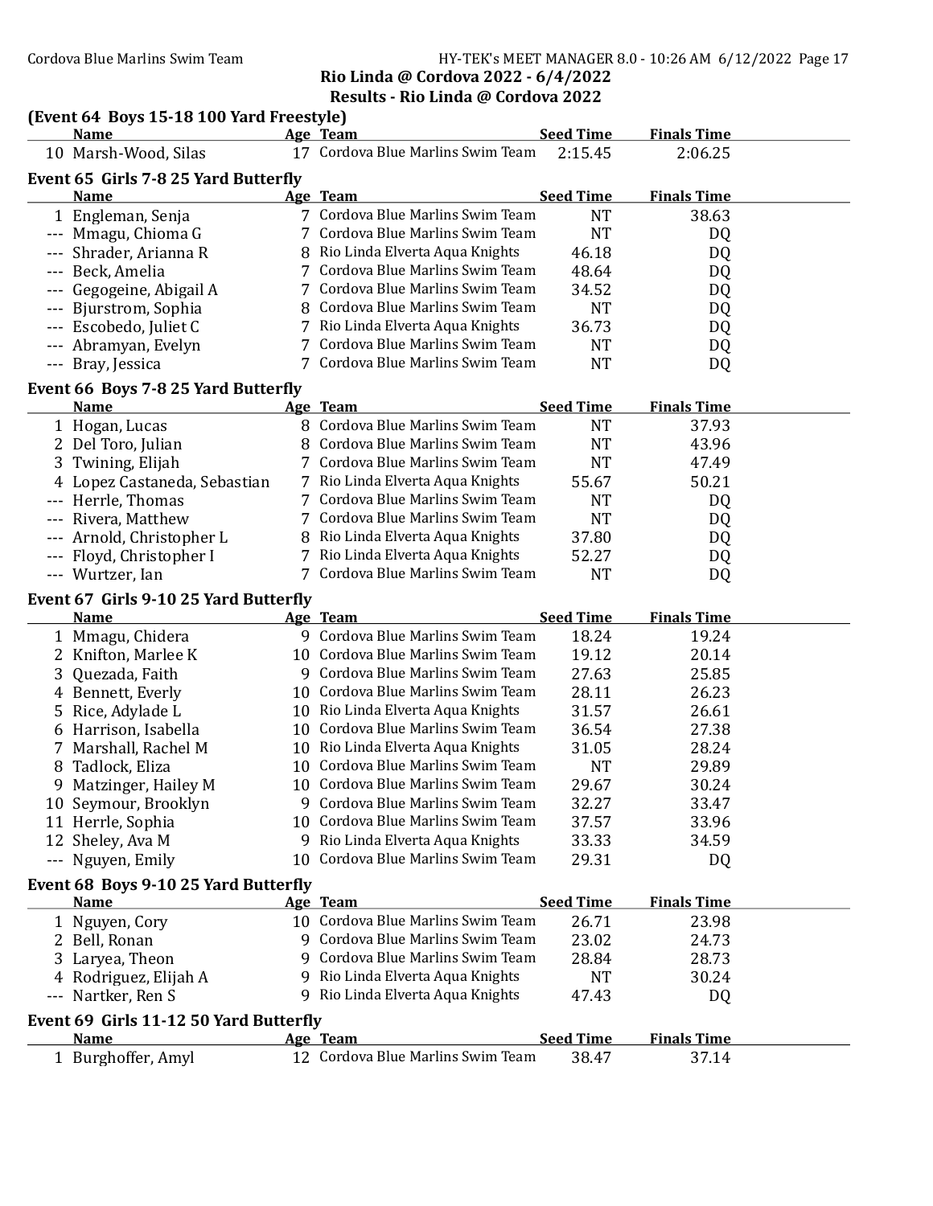## Rio Linda @ Cordova 2022 - 6/4/2022

## Results - Rio Linda @ Cordova 2022

### (Event 64 Boys 15-18 100 Yard Freestyle)

| | Name | Age | Team | Seed Time | Finals Time |
|---|---|---|---|---|---|
| 10 | Marsh-Wood, Silas | 17 | Cordova Blue Marlins Swim Team | 2:15.45 | 2:06.25 |

### Event 65 Girls 7-8 25 Yard Butterfly

| | Name | Age | Team | Seed Time | Finals Time |
|---|---|---|---|---|---|
| 1 | Engleman, Senja | 7 | Cordova Blue Marlins Swim Team | NT | 38.63 |
| --- | Mmagu, Chioma G | 7 | Cordova Blue Marlins Swim Team | NT | DQ |
| --- | Shrader, Arianna R | 8 | Rio Linda Elverta Aqua Knights | 46.18 | DQ |
| --- | Beck, Amelia | 7 | Cordova Blue Marlins Swim Team | 48.64 | DQ |
| --- | Gegogeine, Abigail A | 7 | Cordova Blue Marlins Swim Team | 34.52 | DQ |
| --- | Bjurstrom, Sophia | 8 | Cordova Blue Marlins Swim Team | NT | DQ |
| --- | Escobedo, Juliet C | 7 | Rio Linda Elverta Aqua Knights | 36.73 | DQ |
| --- | Abramyan, Evelyn | 7 | Cordova Blue Marlins Swim Team | NT | DQ |
| --- | Bray, Jessica | 7 | Cordova Blue Marlins Swim Team | NT | DQ |

### Event 66 Boys 7-8 25 Yard Butterfly

| | Name | Age | Team | Seed Time | Finals Time |
|---|---|---|---|---|---|
| 1 | Hogan, Lucas | 8 | Cordova Blue Marlins Swim Team | NT | 37.93 |
| 2 | Del Toro, Julian | 8 | Cordova Blue Marlins Swim Team | NT | 43.96 |
| 3 | Twining, Elijah | 7 | Cordova Blue Marlins Swim Team | NT | 47.49 |
| 4 | Lopez Castaneda, Sebastian | 7 | Rio Linda Elverta Aqua Knights | 55.67 | 50.21 |
| --- | Herrle, Thomas | 7 | Cordova Blue Marlins Swim Team | NT | DQ |
| --- | Rivera, Matthew | 7 | Cordova Blue Marlins Swim Team | NT | DQ |
| --- | Arnold, Christopher L | 8 | Rio Linda Elverta Aqua Knights | 37.80 | DQ |
| --- | Floyd, Christopher I | 7 | Rio Linda Elverta Aqua Knights | 52.27 | DQ |
| --- | Wurtzer, Ian | 7 | Cordova Blue Marlins Swim Team | NT | DQ |

### Event 67 Girls 9-10 25 Yard Butterfly

| | Name | Age | Team | Seed Time | Finals Time |
|---|---|---|---|---|---|
| 1 | Mmagu, Chidera | 9 | Cordova Blue Marlins Swim Team | 18.24 | 19.24 |
| 2 | Knifton, Marlee K | 10 | Cordova Blue Marlins Swim Team | 19.12 | 20.14 |
| 3 | Quezada, Faith | 9 | Cordova Blue Marlins Swim Team | 27.63 | 25.85 |
| 4 | Bennett, Everly | 10 | Cordova Blue Marlins Swim Team | 28.11 | 26.23 |
| 5 | Rice, Adylade L | 10 | Rio Linda Elverta Aqua Knights | 31.57 | 26.61 |
| 6 | Harrison, Isabella | 10 | Cordova Blue Marlins Swim Team | 36.54 | 27.38 |
| 7 | Marshall, Rachel M | 10 | Rio Linda Elverta Aqua Knights | 31.05 | 28.24 |
| 8 | Tadlock, Eliza | 10 | Cordova Blue Marlins Swim Team | NT | 29.89 |
| 9 | Matzinger, Hailey M | 10 | Cordova Blue Marlins Swim Team | 29.67 | 30.24 |
| 10 | Seymour, Brooklyn | 9 | Cordova Blue Marlins Swim Team | 32.27 | 33.47 |
| 11 | Herrle, Sophia | 10 | Cordova Blue Marlins Swim Team | 37.57 | 33.96 |
| 12 | Sheley, Ava M | 9 | Rio Linda Elverta Aqua Knights | 33.33 | 34.59 |
| --- | Nguyen, Emily | 10 | Cordova Blue Marlins Swim Team | 29.31 | DQ |

### Event 68 Boys 9-10 25 Yard Butterfly

| | Name | Age | Team | Seed Time | Finals Time |
|---|---|---|---|---|---|
| 1 | Nguyen, Cory | 10 | Cordova Blue Marlins Swim Team | 26.71 | 23.98 |
| 2 | Bell, Ronan | 9 | Cordova Blue Marlins Swim Team | 23.02 | 24.73 |
| 3 | Laryea, Theon | 9 | Cordova Blue Marlins Swim Team | 28.84 | 28.73 |
| 4 | Rodriguez, Elijah A | 9 | Rio Linda Elverta Aqua Knights | NT | 30.24 |
| --- | Nartker, Ren S | 9 | Rio Linda Elverta Aqua Knights | 47.43 | DQ |

### Event 69 Girls 11-12 50 Yard Butterfly

| | Name | Age | Team | Seed Time | Finals Time |
|---|---|---|---|---|---|
| 1 | Burghoffer, Amyl | 12 | Cordova Blue Marlins Swim Team | 38.47 | 37.14 |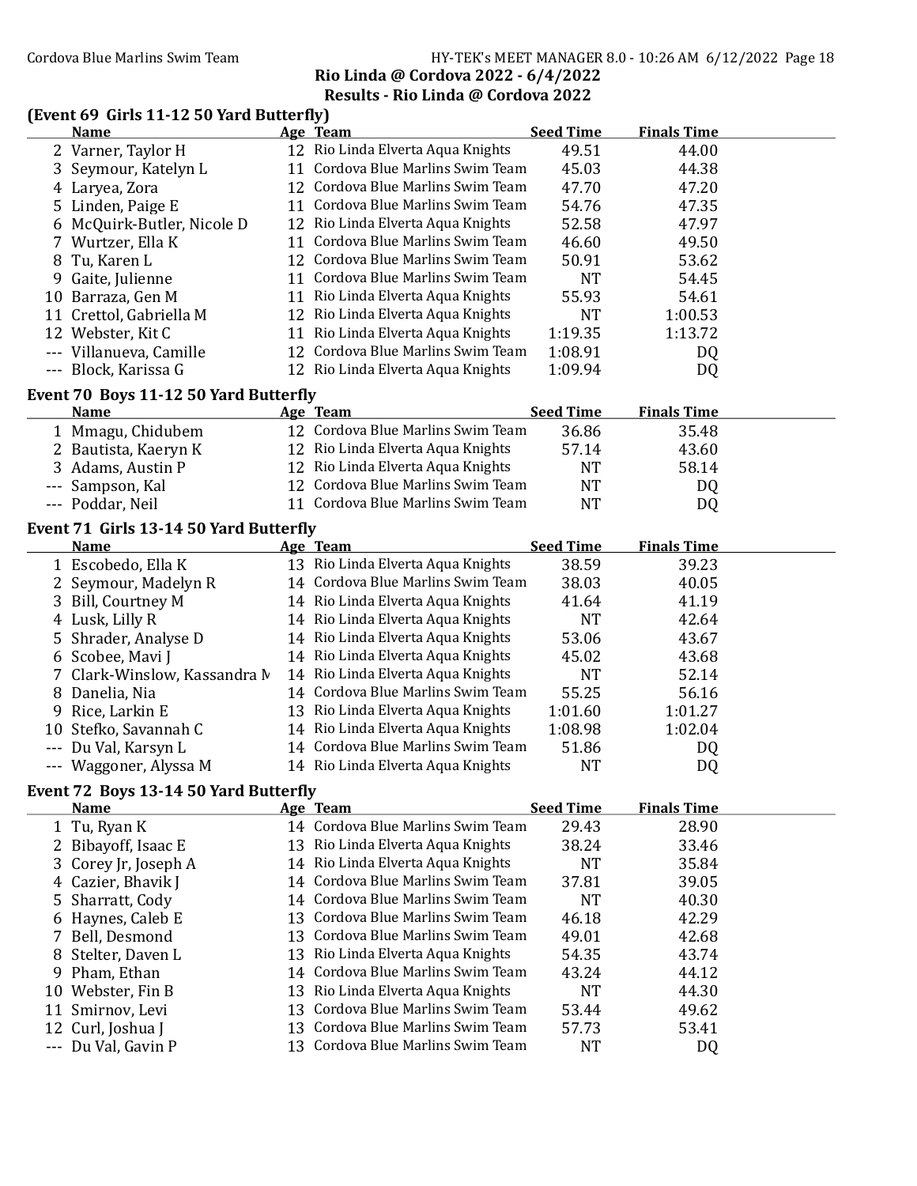## Rio Linda @ Cordova 2022 - 6/4/2022
## Results - Rio Linda @ Cordova 2022

### (Event 69 Girls 11-12 50 Yard Butterfly)

| | Name | Age | Team | Seed Time | Finals Time |
|---|---|---|---|---|---|
| 2 | Varner, Taylor H | 12 | Rio Linda Elverta Aqua Knights | 49.51 | 44.00 |
| 3 | Seymour, Katelyn L | 11 | Cordova Blue Marlins Swim Team | 45.03 | 44.38 |
| 4 | Laryea, Zora | 12 | Cordova Blue Marlins Swim Team | 47.70 | 47.20 |
| 5 | Linden, Paige E | 11 | Cordova Blue Marlins Swim Team | 54.76 | 47.35 |
| 6 | McQuirk-Butler, Nicole D | 12 | Rio Linda Elverta Aqua Knights | 52.58 | 47.97 |
| 7 | Wurtzer, Ella K | 11 | Cordova Blue Marlins Swim Team | 46.60 | 49.50 |
| 8 | Tu, Karen L | 12 | Cordova Blue Marlins Swim Team | 50.91 | 53.62 |
| 9 | Gaite, Julienne | 11 | Cordova Blue Marlins Swim Team | NT | 54.45 |
| 10 | Barraza, Gen M | 11 | Rio Linda Elverta Aqua Knights | 55.93 | 54.61 |
| 11 | Crettol, Gabriella M | 12 | Rio Linda Elverta Aqua Knights | NT | 1:00.53 |
| 12 | Webster, Kit C | 11 | Rio Linda Elverta Aqua Knights | 1:19.35 | 1:13.72 |
| --- | Villanueva, Camille | 12 | Cordova Blue Marlins Swim Team | 1:08.91 | DQ |
| --- | Block, Karissa G | 12 | Rio Linda Elverta Aqua Knights | 1:09.94 | DQ |

### Event 70 Boys 11-12 50 Yard Butterfly

| | Name | Age | Team | Seed Time | Finals Time |
|---|---|---|---|---|---|
| 1 | Mmagu, Chidubem | 12 | Cordova Blue Marlins Swim Team | 36.86 | 35.48 |
| 2 | Bautista, Kaeryn K | 12 | Rio Linda Elverta Aqua Knights | 57.14 | 43.60 |
| 3 | Adams, Austin P | 12 | Rio Linda Elverta Aqua Knights | NT | 58.14 |
| --- | Sampson, Kal | 12 | Cordova Blue Marlins Swim Team | NT | DQ |
| --- | Poddar, Neil | 11 | Cordova Blue Marlins Swim Team | NT | DQ |

### Event 71 Girls 13-14 50 Yard Butterfly

| | Name | Age | Team | Seed Time | Finals Time |
|---|---|---|---|---|---|
| 1 | Escobedo, Ella K | 13 | Rio Linda Elverta Aqua Knights | 38.59 | 39.23 |
| 2 | Seymour, Madelyn R | 14 | Cordova Blue Marlins Swim Team | 38.03 | 40.05 |
| 3 | Bill, Courtney M | 14 | Rio Linda Elverta Aqua Knights | 41.64 | 41.19 |
| 4 | Lusk, Lilly R | 14 | Rio Linda Elverta Aqua Knights | NT | 42.64 |
| 5 | Shrader, Analyse D | 14 | Rio Linda Elverta Aqua Knights | 53.06 | 43.67 |
| 6 | Scobee, Mavi J | 14 | Rio Linda Elverta Aqua Knights | 45.02 | 43.68 |
| 7 | Clark-Winslow, Kassandra M | 14 | Rio Linda Elverta Aqua Knights | NT | 52.14 |
| 8 | Danelia, Nia | 14 | Cordova Blue Marlins Swim Team | 55.25 | 56.16 |
| 9 | Rice, Larkin E | 13 | Rio Linda Elverta Aqua Knights | 1:01.60 | 1:01.27 |
| 10 | Stefko, Savannah C | 14 | Rio Linda Elverta Aqua Knights | 1:08.98 | 1:02.04 |
| --- | Du Val, Karsyn L | 14 | Cordova Blue Marlins Swim Team | 51.86 | DQ |
| --- | Waggoner, Alyssa M | 14 | Rio Linda Elverta Aqua Knights | NT | DQ |

### Event 72 Boys 13-14 50 Yard Butterfly

| | Name | Age | Team | Seed Time | Finals Time |
|---|---|---|---|---|---|
| 1 | Tu, Ryan K | 14 | Cordova Blue Marlins Swim Team | 29.43 | 28.90 |
| 2 | Bibayoff, Isaac E | 13 | Rio Linda Elverta Aqua Knights | 38.24 | 33.46 |
| 3 | Corey Jr, Joseph A | 14 | Rio Linda Elverta Aqua Knights | NT | 35.84 |
| 4 | Cazier, Bhavik J | 14 | Cordova Blue Marlins Swim Team | 37.81 | 39.05 |
| 5 | Sharratt, Cody | 14 | Cordova Blue Marlins Swim Team | NT | 40.30 |
| 6 | Haynes, Caleb E | 13 | Cordova Blue Marlins Swim Team | 46.18 | 42.29 |
| 7 | Bell, Desmond | 13 | Cordova Blue Marlins Swim Team | 49.01 | 42.68 |
| 8 | Stelter, Daven L | 13 | Rio Linda Elverta Aqua Knights | 54.35 | 43.74 |
| 9 | Pham, Ethan | 14 | Cordova Blue Marlins Swim Team | 43.24 | 44.12 |
| 10 | Webster, Fin B | 13 | Rio Linda Elverta Aqua Knights | NT | 44.30 |
| 11 | Smirnov, Levi | 13 | Cordova Blue Marlins Swim Team | 53.44 | 49.62 |
| 12 | Curl, Joshua J | 13 | Cordova Blue Marlins Swim Team | 57.73 | 53.41 |
| --- | Du Val, Gavin P | 13 | Cordova Blue Marlins Swim Team | NT | DQ |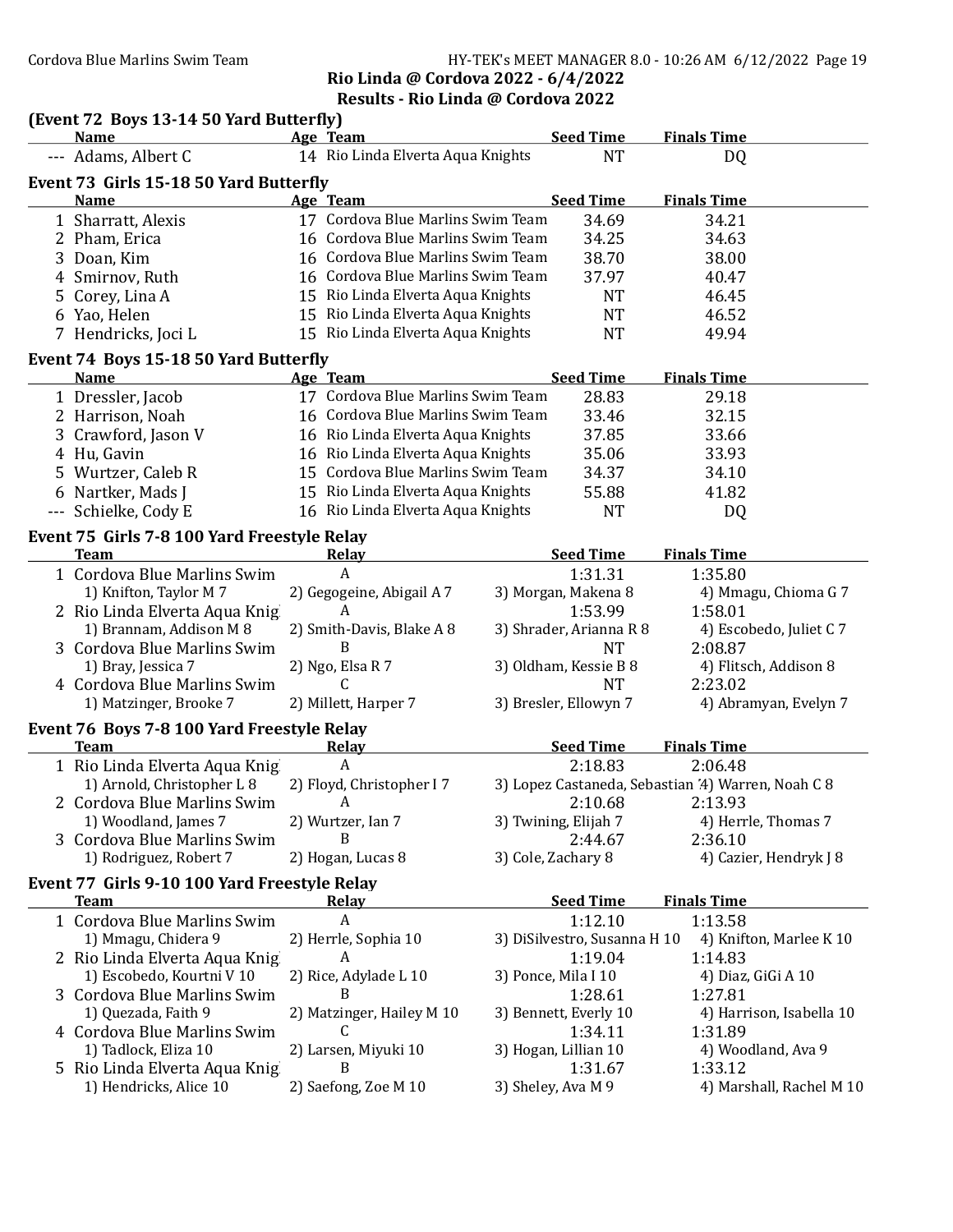## Rio Linda @ Cordova 2022 - 6/4/2022

## Results - Rio Linda @ Cordova 2022

### (Event 72 Boys 13-14 50 Yard Butterfly)

| | Name | Age | Team | Seed Time | Finals Time |
|---|---|---|---|---|---|
| --- | Adams, Albert C | 14 | Rio Linda Elverta Aqua Knights | NT | DQ |

### Event 73 Girls 15-18 50 Yard Butterfly

| | Name | Age | Team | Seed Time | Finals Time |
|---|---|---|---|---|---|
| 1 | Sharratt, Alexis | 17 | Cordova Blue Marlins Swim Team | 34.69 | 34.21 |
| 2 | Pham, Erica | 16 | Cordova Blue Marlins Swim Team | 34.25 | 34.63 |
| 3 | Doan, Kim | 16 | Cordova Blue Marlins Swim Team | 38.70 | 38.00 |
| 4 | Smirnov, Ruth | 16 | Cordova Blue Marlins Swim Team | 37.97 | 40.47 |
| 5 | Corey, Lina A | 15 | Rio Linda Elverta Aqua Knights | NT | 46.45 |
| 6 | Yao, Helen | 15 | Rio Linda Elverta Aqua Knights | NT | 46.52 |
| 7 | Hendricks, Joci L | 15 | Rio Linda Elverta Aqua Knights | NT | 49.94 |

### Event 74 Boys 15-18 50 Yard Butterfly

| | Name | Age | Team | Seed Time | Finals Time |
|---|---|---|---|---|---|
| 1 | Dressler, Jacob | 17 | Cordova Blue Marlins Swim Team | 28.83 | 29.18 |
| 2 | Harrison, Noah | 16 | Cordova Blue Marlins Swim Team | 33.46 | 32.15 |
| 3 | Crawford, Jason V | 16 | Rio Linda Elverta Aqua Knights | 37.85 | 33.66 |
| 4 | Hu, Gavin | 16 | Rio Linda Elverta Aqua Knights | 35.06 | 33.93 |
| 5 | Wurtzer, Caleb R | 15 | Cordova Blue Marlins Swim Team | 34.37 | 34.10 |
| 6 | Nartker, Mads J | 15 | Rio Linda Elverta Aqua Knights | 55.88 | 41.82 |
| --- | Schielke, Cody E | 16 | Rio Linda Elverta Aqua Knights | NT | DQ |

### Event 75 Girls 7-8 100 Yard Freestyle Relay

| | Team | Relay | Seed Time | Finals Time |
|---|---|---|---|---|
| 1 | Cordova Blue Marlins Swim | A | 1:31.31 | 1:35.80 |
| | 1) Knifton, Taylor M 7 | 2) Gegogeine, Abigail A 7 | 3) Morgan, Makena 8 | 4) Mmagu, Chioma G 7 |
| 2 | Rio Linda Elverta Aqua Knig | A | 1:53.99 | 1:58.01 |
| | 1) Brannam, Addison M 8 | 2) Smith-Davis, Blake A 8 | 3) Shrader, Arianna R 8 | 4) Escobedo, Juliet C 7 |
| 3 | Cordova Blue Marlins Swim | B | NT | 2:08.87 |
| | 1) Bray, Jessica 7 | 2) Ngo, Elsa R 7 | 3) Oldham, Kessie B 8 | 4) Flitsch, Addison 8 |
| 4 | Cordova Blue Marlins Swim | C | NT | 2:23.02 |
| | 1) Matzinger, Brooke 7 | 2) Millett, Harper 7 | 3) Bresler, Ellowyn 7 | 4) Abramyan, Evelyn 7 |

### Event 76 Boys 7-8 100 Yard Freestyle Relay

| | Team | Relay | Seed Time | Finals Time |
|---|---|---|---|---|
| 1 | Rio Linda Elverta Aqua Knig | A | 2:18.83 | 2:06.48 |
| | 1) Arnold, Christopher L 8 | 2) Floyd, Christopher I 7 | 3) Lopez Castaneda, Sebastian | 4) Warren, Noah C 8 |
| 2 | Cordova Blue Marlins Swim | A | 2:10.68 | 2:13.93 |
| | 1) Woodland, James 7 | 2) Wurtzer, Ian 7 | 3) Twining, Elijah 7 | 4) Herrle, Thomas 7 |
| 3 | Cordova Blue Marlins Swim | B | 2:44.67 | 2:36.10 |
| | 1) Rodriguez, Robert 7 | 2) Hogan, Lucas 8 | 3) Cole, Zachary 8 | 4) Cazier, Hendryk J 8 |

### Event 77 Girls 9-10 100 Yard Freestyle Relay

| | Team | Relay | Seed Time | Finals Time |
|---|---|---|---|---|
| 1 | Cordova Blue Marlins Swim | A | 1:12.10 | 1:13.58 |
| | 1) Mmagu, Chidera 9 | 2) Herrle, Sophia 10 | 3) DiSilvestro, Susanna H 10 | 4) Knifton, Marlee K 10 |
| 2 | Rio Linda Elverta Aqua Knig | A | 1:19.04 | 1:14.83 |
| | 1) Escobedo, Kourtni V 10 | 2) Rice, Adylade L 10 | 3) Ponce, Mila I 10 | 4) Diaz, GiGi A 10 |
| 3 | Cordova Blue Marlins Swim | B | 1:28.61 | 1:27.81 |
| | 1) Quezada, Faith 9 | 2) Matzinger, Hailey M 10 | 3) Bennett, Everly 10 | 4) Harrison, Isabella 10 |
| 4 | Cordova Blue Marlins Swim | C | 1:34.11 | 1:31.89 |
| | 1) Tadlock, Eliza 10 | 2) Larsen, Miyuki 10 | 3) Hogan, Lillian 10 | 4) Woodland, Ava 9 |
| 5 | Rio Linda Elverta Aqua Knig | B | 1:31.67 | 1:33.12 |
| | 1) Hendricks, Alice 10 | 2) Saefong, Zoe M 10 | 3) Sheley, Ava M 9 | 4) Marshall, Rachel M 10 |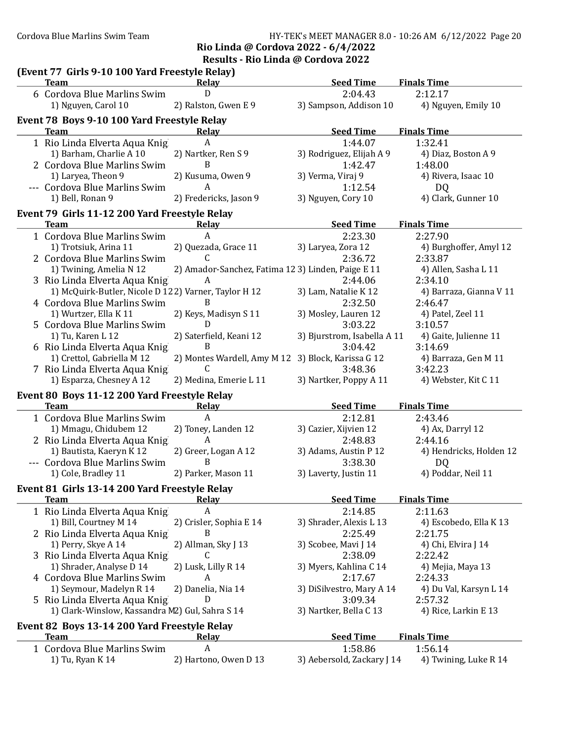## Rio Linda @ Cordova 2022 - 6/4/2022
## Results - Rio Linda @ Cordova 2022

### (Event 77 Girls 9-10 100 Yard Freestyle Relay)

| | Team | Relay | Seed Time | Finals Time |
|---|---|---|---|---|
| 6 | Cordova Blue Marlins Swim | D | 2:04.43 | 2:12.17 |
| | 1) Nguyen, Carol 10 | 2) Ralston, Gwen E 9 | 3) Sampson, Addison 10 | 4) Nguyen, Emily 10 |

### Event 78 Boys 9-10 100 Yard Freestyle Relay

| | Team | Relay | Seed Time | Finals Time |
|---|---|---|---|---|
| 1 | Rio Linda Elverta Aqua Knig | A | 1:44.07 | 1:32.41 |
| | 1) Barham, Charlie A 10 | 2) Nartker, Ren S 9 | 3) Rodriguez, Elijah A 9 | 4) Diaz, Boston A 9 |
| 2 | Cordova Blue Marlins Swim | B | 1:42.47 | 1:48.00 |
| | 1) Laryea, Theon 9 | 2) Kusuma, Owen 9 | 3) Verma, Viraj 9 | 4) Rivera, Isaac 10 |
| --- | Cordova Blue Marlins Swim | A | 1:12.54 | DQ |
| | 1) Bell, Ronan 9 | 2) Fredericks, Jason 9 | 3) Nguyen, Cory 10 | 4) Clark, Gunner 10 |

### Event 79 Girls 11-12 200 Yard Freestyle Relay

| | Team | Relay | Seed Time | Finals Time |
|---|---|---|---|---|
| 1 | Cordova Blue Marlins Swim | A | 2:23.30 | 2:27.90 |
| | 1) Trotsiuk, Arina 11 | 2) Quezada, Grace 11 | 3) Laryea, Zora 12 | 4) Burghoffer, Amyl 12 |
| 2 | Cordova Blue Marlins Swim | C | 2:36.72 | 2:33.87 |
| | 1) Twining, Amelia N 12 | 2) Amador-Sanchez, Fatima 12 | 3) Linden, Paige E 11 | 4) Allen, Sasha L 11 |
| 3 | Rio Linda Elverta Aqua Knig | A | 2:44.06 | 2:34.10 |
| | 1) McQuirk-Butler, Nicole D 12 | 2) Varner, Taylor H 12 | 3) Lam, Natalie K 12 | 4) Barraza, Gianna V 11 |
| 4 | Cordova Blue Marlins Swim | B | 2:32.50 | 2:46.47 |
| | 1) Wurtzer, Ella K 11 | 2) Keys, Madisyn S 11 | 3) Mosley, Lauren 12 | 4) Patel, Zeel 11 |
| 5 | Cordova Blue Marlins Swim | D | 3:03.22 | 3:10.57 |
| | 1) Tu, Karen L 12 | 2) Saterfield, Keani 12 | 3) Bjurstrom, Isabella A 11 | 4) Gaite, Julienne 11 |
| 6 | Rio Linda Elverta Aqua Knig | B | 3:04.42 | 3:14.69 |
| | 1) Crettol, Gabriella M 12 | 2) Montes Wardell, Amy M 12 | 3) Block, Karissa G 12 | 4) Barraza, Gen M 11 |
| 7 | Rio Linda Elverta Aqua Knig | C | 3:48.36 | 3:42.23 |
| | 1) Esparza, Chesney A 12 | 2) Medina, Emerie L 11 | 3) Nartker, Poppy A 11 | 4) Webster, Kit C 11 |

### Event 80 Boys 11-12 200 Yard Freestyle Relay

| | Team | Relay | Seed Time | Finals Time |
|---|---|---|---|---|
| 1 | Cordova Blue Marlins Swim | A | 2:12.81 | 2:43.46 |
| | 1) Mmagu, Chidubem 12 | 2) Toney, Landen 12 | 3) Cazier, Xijvien 12 | 4) Ax, Darryl 12 |
| 2 | Rio Linda Elverta Aqua Knig | A | 2:48.83 | 2:44.16 |
| | 1) Bautista, Kaeryn K 12 | 2) Greer, Logan A 12 | 3) Adams, Austin P 12 | 4) Hendricks, Holden 12 |
| --- | Cordova Blue Marlins Swim | B | 3:38.30 | DQ |
| | 1) Cole, Bradley 11 | 2) Parker, Mason 11 | 3) Laverty, Justin 11 | 4) Poddar, Neil 11 |

### Event 81 Girls 13-14 200 Yard Freestyle Relay

| | Team | Relay | Seed Time | Finals Time |
|---|---|---|---|---|
| 1 | Rio Linda Elverta Aqua Knig | A | 2:14.85 | 2:11.63 |
| | 1) Bill, Courtney M 14 | 2) Crisler, Sophia E 14 | 3) Shrader, Alexis L 13 | 4) Escobedo, Ella K 13 |
| 2 | Rio Linda Elverta Aqua Knig | B | 2:25.49 | 2:21.75 |
| | 1) Perry, Skye A 14 | 2) Allman, Sky J 13 | 3) Scobee, Mavi J 14 | 4) Chi, Elvira J 14 |
| 3 | Rio Linda Elverta Aqua Knig | C | 2:38.09 | 2:22.42 |
| | 1) Shrader, Analyse D 14 | 2) Lusk, Lilly R 14 | 3) Myers, Kahlina C 14 | 4) Mejia, Maya 13 |
| 4 | Cordova Blue Marlins Swim | A | 2:17.67 | 2:24.33 |
| | 1) Seymour, Madelyn R 14 | 2) Danelia, Nia 14 | 3) DiSilvestro, Mary A 14 | 4) Du Val, Karsyn L 14 |
| 5 | Rio Linda Elverta Aqua Knig | D | 3:09.34 | 2:57.32 |
| | 1) Clark-Winslow, Kassandra M | 2) Gul, Sahra S 14 | 3) Nartker, Bella C 13 | 4) Rice, Larkin E 13 |

### Event 82 Boys 13-14 200 Yard Freestyle Relay

| | Team | Relay | Seed Time | Finals Time |
|---|---|---|---|---|
| 1 | Cordova Blue Marlins Swim | A | 1:58.86 | 1:56.14 |
| | 1) Tu, Ryan K 14 | 2) Hartono, Owen D 13 | 3) Aebersold, Zackary J 14 | 4) Twining, Luke R 14 |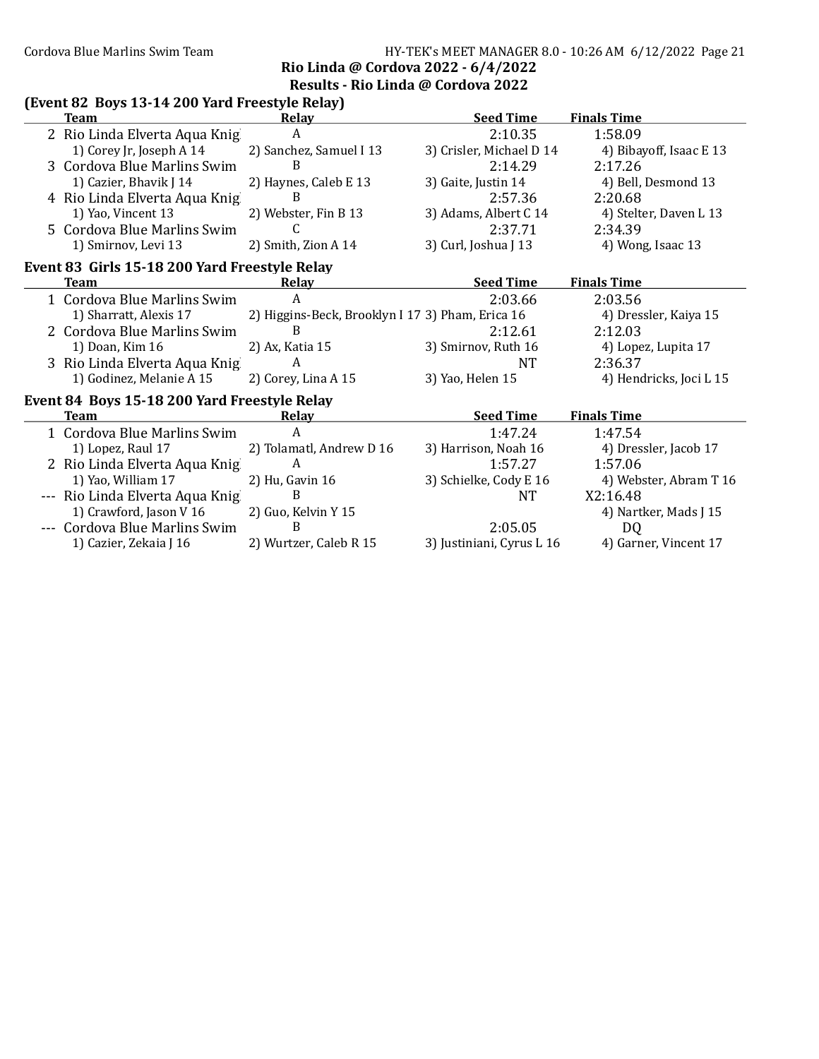## Rio Linda @ Cordova 2022 - 6/4/2022

## Results - Rio Linda @ Cordova 2022

### (Event 82 Boys 13-14 200 Yard Freestyle Relay)

| | Team | Relay | Seed Time | Finals Time |
|---|---|---|---|---|
| 2 | Rio Linda Elverta Aqua Knig | A | 2:10.35 | 1:58.09 |
| | 1) Corey Jr, Joseph A 14 | 2) Sanchez, Samuel I 13 | 3) Crisler, Michael D 14 | 4) Bibayoff, Isaac E 13 |
| 3 | Cordova Blue Marlins Swim | B | 2:14.29 | 2:17.26 |
| | 1) Cazier, Bhavik J 14 | 2) Haynes, Caleb E 13 | 3) Gaite, Justin 14 | 4) Bell, Desmond 13 |
| 4 | Rio Linda Elverta Aqua Knig | B | 2:57.36 | 2:20.68 |
| | 1) Yao, Vincent 13 | 2) Webster, Fin B 13 | 3) Adams, Albert C 14 | 4) Stelter, Daven L 13 |
| 5 | Cordova Blue Marlins Swim | C | 2:37.71 | 2:34.39 |
| | 1) Smirnov, Levi 13 | 2) Smith, Zion A 14 | 3) Curl, Joshua J 13 | 4) Wong, Isaac 13 |

### Event 83 Girls 15-18 200 Yard Freestyle Relay

| | Team | Relay | Seed Time | Finals Time |
|---|---|---|---|---|
| 1 | Cordova Blue Marlins Swim | A | 2:03.66 | 2:03.56 |
| | 1) Sharratt, Alexis 17 | 2) Higgins-Beck, Brooklyn I 17 | 3) Pham, Erica 16 | 4) Dressler, Kaiya 15 |
| 2 | Cordova Blue Marlins Swim | B | 2:12.61 | 2:12.03 |
| | 1) Doan, Kim 16 | 2) Ax, Katia 15 | 3) Smirnov, Ruth 16 | 4) Lopez, Lupita 17 |
| 3 | Rio Linda Elverta Aqua Knig | A | NT | 2:36.37 |
| | 1) Godinez, Melanie A 15 | 2) Corey, Lina A 15 | 3) Yao, Helen 15 | 4) Hendricks, Joci L 15 |

### Event 84 Boys 15-18 200 Yard Freestyle Relay

| | Team | Relay | Seed Time | Finals Time |
|---|---|---|---|---|
| 1 | Cordova Blue Marlins Swim | A | 1:47.24 | 1:47.54 |
| | 1) Lopez, Raul 17 | 2) Tolamatl, Andrew D 16 | 3) Harrison, Noah 16 | 4) Dressler, Jacob 17 |
| 2 | Rio Linda Elverta Aqua Knig | A | 1:57.27 | 1:57.06 |
| | 1) Yao, William 17 | 2) Hu, Gavin 16 | 3) Schielke, Cody E 16 | 4) Webster, Abram T 16 |
| --- | Rio Linda Elverta Aqua Knig | B | NT | X2:16.48 |
| | 1) Crawford, Jason V 16 | 2) Guo, Kelvin Y 15 | | 4) Nartker, Mads J 15 |
| --- | Cordova Blue Marlins Swim | B | 2:05.05 | DQ |
| | 1) Cazier, Zekaia J 16 | 2) Wurtzer, Caleb R 15 | 3) Justiniani, Cyrus L 16 | 4) Garner, Vincent 17 |